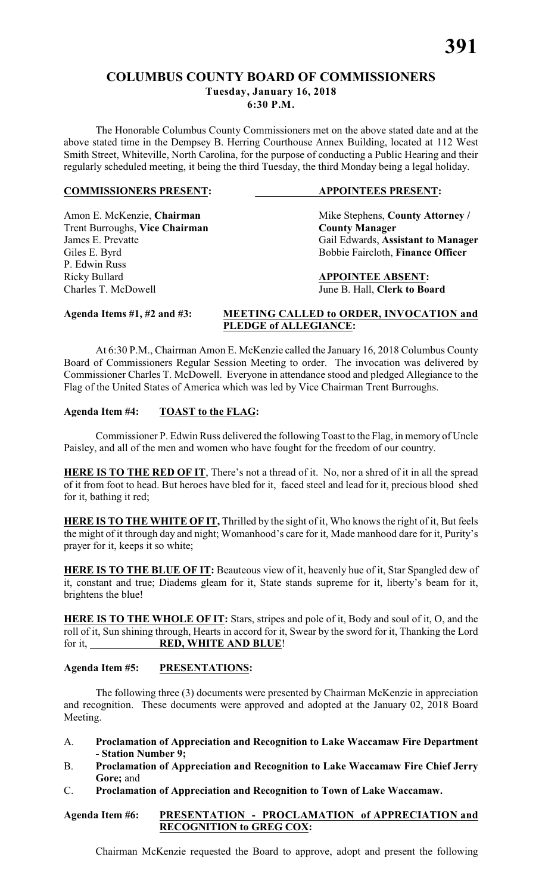# COLUMBUS COUNTY BOARD OF COMMISSIONERS

**Tuesday, January 16, 2018**
**6:30 P.M.**

The Honorable Columbus County Commissioners met on the above stated date and at the above stated time in the Dempsey B. Herring Courthouse Annex Building, located at 112 West Smith Street, Whiteville, North Carolina, for the purpose of conducting a Public Hearing and their regularly scheduled meeting, it being the third Tuesday, the third Monday being a legal holiday.

| **COMMISSIONERS PRESENT:** | **APPOINTEES PRESENT:** |
|---|---|
| Amon E. McKenzie, **Chairman** | Mike Stephens, **County Attorney / County Manager** |
| Trent Burroughs, **Vice Chairman** | |
| James E. Prevatte | Gail Edwards, **Assistant to Manager** |
| Giles E. Byrd | Bobbie Faircloth, **Finance Officer** |
| P. Edwin Russ | |
| Ricky Bullard | **APPOINTEE ABSENT:** |
| Charles T. McDowell | June B. Hall, **Clerk to Board** |

**Agenda Items #1, #2 and #3: MEETING CALLED to ORDER, INVOCATION and PLEDGE of ALLEGIANCE:**

At 6:30 P.M., Chairman Amon E. McKenzie called the January 16, 2018 Columbus County Board of Commissioners Regular Session Meeting to order. The invocation was delivered by Commissioner Charles T. McDowell. Everyone in attendance stood and pledged Allegiance to the Flag of the United States of America which was led by Vice Chairman Trent Burroughs.

**Agenda Item #4: TOAST to the FLAG:**

Commissioner P. Edwin Russ delivered the following Toast to the Flag, in memory of Uncle Paisley, and all of the men and women who have fought for the freedom of our country.

**HERE IS TO THE RED OF IT**, There's not a thread of it. No, nor a shred of it in all the spread of it from foot to head. But heroes have bled for it, faced steel and lead for it, precious blood shed for it, bathing it red;

**HERE IS TO THE WHITE OF IT,** Thrilled by the sight of it, Who knows the right of it, But feels the might of it through day and night; Womanhood's care for it, Made manhood dare for it, Purity's prayer for it, keeps it so white;

**HERE IS TO THE BLUE OF IT:** Beauteous view of it, heavenly hue of it, Star Spangled dew of it, constant and true; Diadems gleam for it, State stands supreme for it, liberty's beam for it, brightens the blue!

**HERE IS TO THE WHOLE OF IT:** Stars, stripes and pole of it, Body and soul of it, O, and the roll of it, Sun shining through, Hearts in accord for it, Swear by the sword for it, Thanking the Lord for it, **RED, WHITE AND BLUE**!

**Agenda Item #5: PRESENTATIONS:**

The following three (3) documents were presented by Chairman McKenzie in appreciation and recognition. These documents were approved and adopted at the January 02, 2018 Board Meeting.

A. **Proclamation of Appreciation and Recognition to Lake Waccamaw Fire Department - Station Number 9;**
B. **Proclamation of Appreciation and Recognition to Lake Waccamaw Fire Chief Jerry Gore;** and
C. **Proclamation of Appreciation and Recognition to Town of Lake Waccamaw.**

**Agenda Item #6: PRESENTATION - PROCLAMATION of APPRECIATION and RECOGNITION to GREG COX:**

Chairman McKenzie requested the Board to approve, adopt and present the following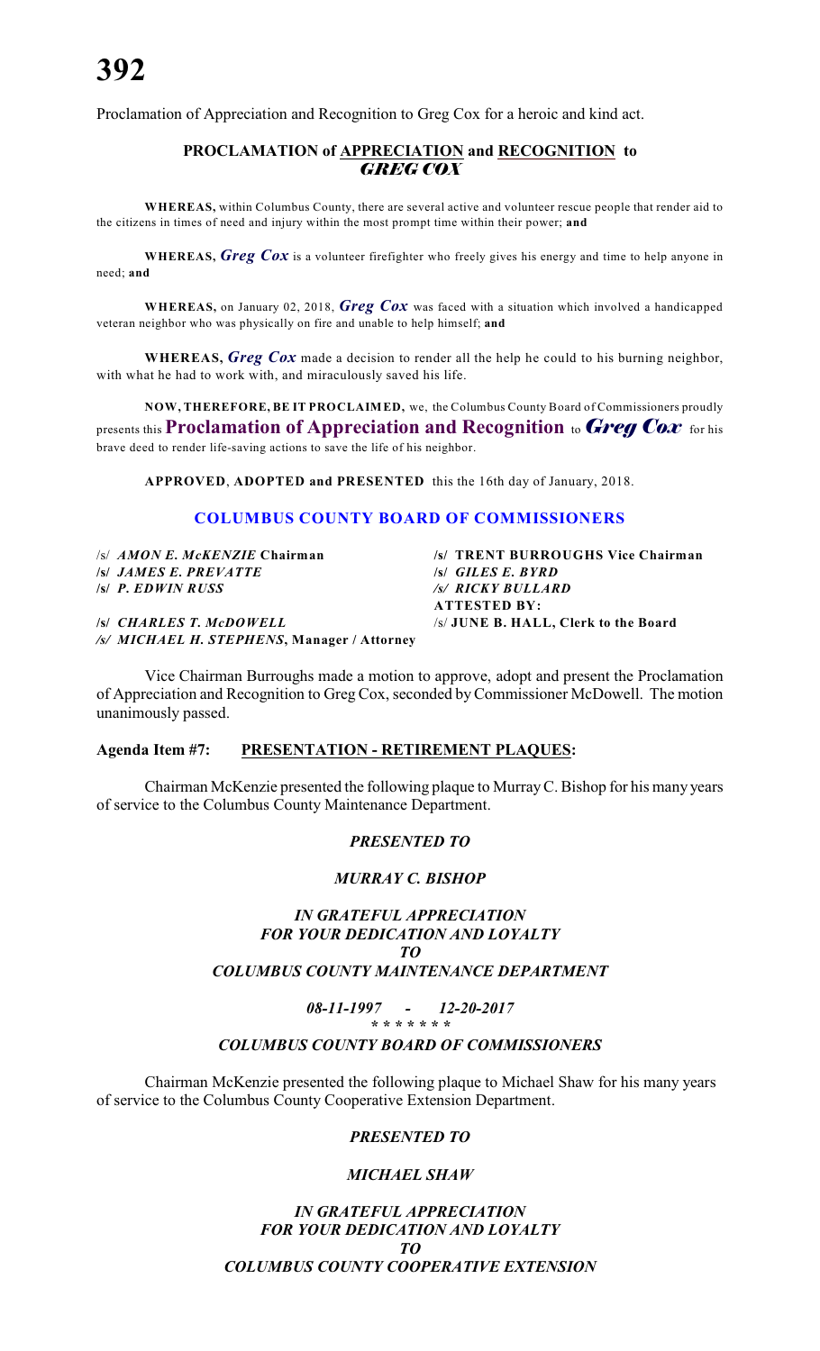Proclamation of Appreciation and Recognition to Greg Cox for a heroic and kind act.

## PROCLAMATION of APPRECIATION and RECOGNITION to *GREG COX*

**WHEREAS,** within Columbus County, there are several active and volunteer rescue people that render aid to the citizens in times of need and injury within the most prompt time within their power; **and**

**WHEREAS,** ***Greg Cox*** is a volunteer firefighter who freely gives his energy and time to help anyone in need; **and**

**WHEREAS,** on January 02, 2018, ***Greg Cox*** was faced with a situation which involved a handicapped veteran neighbor who was physically on fire and unable to help himself; **and**

**WHEREAS,** ***Greg Cox*** made a decision to render all the help he could to his burning neighbor, with what he had to work with, and miraculously saved his life.

**NOW, THEREFORE, BE IT PROCLAIMED,** we, the Columbus County Board of Commissioners proudly presents this **Proclamation of Appreciation and Recognition** to ***Greg Cox*** for his brave deed to render life-saving actions to save the life of his neighbor.

**APPROVED**, **ADOPTED and PRESENTED** this the 16th day of January, 2018.

### COLUMBUS COUNTY BOARD OF COMMISSIONERS

/s/ ***AMON E. McKENZIE*** **Chairman**
**/s/ TRENT BURROUGHS Vice Chairman**
**/s/ *JAMES E. PREVATTE***
**/s/ *GILES E. BYRD***
**/s/ *P. EDWIN RUSS***
***/s/ RICKY BULLARD***
**/s/ *CHARLES T. McDOWELL***
***/s/ MICHAEL H. STEPHENS*, Manager / Attorney**

**ATTESTED BY:**
/s/ **JUNE B. HALL, Clerk to the Board**

Vice Chairman Burroughs made a motion to approve, adopt and present the Proclamation of Appreciation and Recognition to Greg Cox, seconded by Commissioner McDowell. The motion unanimously passed.

**Agenda Item #7: PRESENTATION - RETIREMENT PLAQUES:**

Chairman McKenzie presented the following plaque to Murray C. Bishop for his many years of service to the Columbus County Maintenance Department.

***PRESENTED TO***

***MURRAY C. BISHOP***

***IN GRATEFUL APPRECIATION***
***FOR YOUR DEDICATION AND LOYALTY***
***TO***
***COLUMBUS COUNTY MAINTENANCE DEPARTMENT***

***08-11-1997 - 12-20-2017***
***\* \* \* \* \* \* \****

***COLUMBUS COUNTY BOARD OF COMMISSIONERS***

Chairman McKenzie presented the following plaque to Michael Shaw for his many years of service to the Columbus County Cooperative Extension Department.

***PRESENTED TO***

***MICHAEL SHAW***

***IN GRATEFUL APPRECIATION***
***FOR YOUR DEDICATION AND LOYALTY***
***TO***
***COLUMBUS COUNTY COOPERATIVE EXTENSION***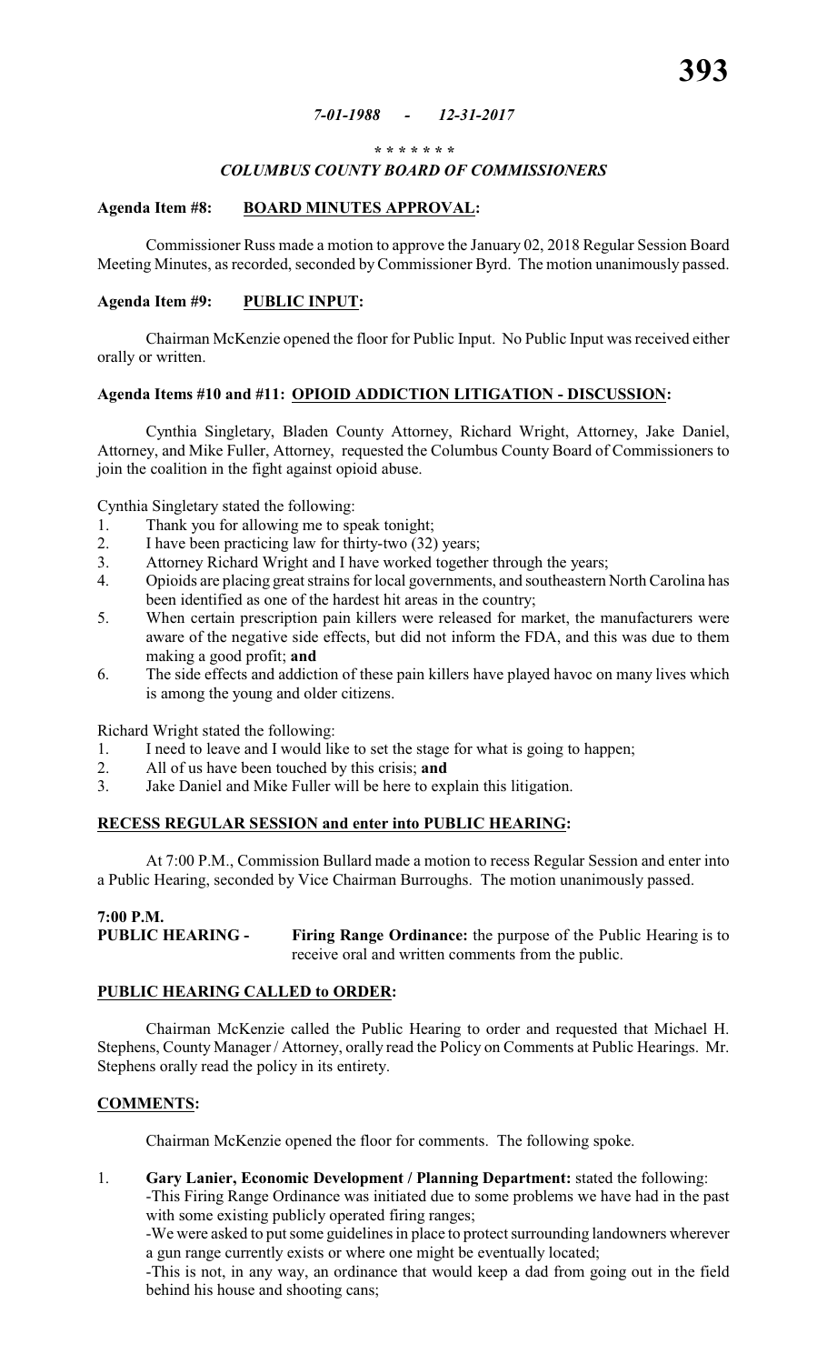## Agenda Item #8: BOARD MINUTES APPROVAL:

Commissioner Russ made a motion to approve the January 02, 2018 Regular Session Board Meeting Minutes, as recorded, seconded by Commissioner Byrd. The motion unanimously passed.

## Agenda Item #9: PUBLIC INPUT:

Chairman McKenzie opened the floor for Public Input. No Public Input was received either orally or written.

## Agenda Items #10 and #11: OPIOID ADDICTION LITIGATION - DISCUSSION:

Cynthia Singletary, Bladen County Attorney, Richard Wright, Attorney, Jake Daniel, Attorney, and Mike Fuller, Attorney, requested the Columbus County Board of Commissioners to join the coalition in the fight against opioid abuse.

Cynthia Singletary stated the following:

1. Thank you for allowing me to speak tonight;
2. I have been practicing law for thirty-two (32) years;
3. Attorney Richard Wright and I have worked together through the years;
4. Opioids are placing great strains for local governments, and southeastern North Carolina has been identified as one of the hardest hit areas in the country;
5. When certain prescription pain killers were released for market, the manufacturers were aware of the negative side effects, but did not inform the FDA, and this was due to them making a good profit; **and**
6. The side effects and addiction of these pain killers have played havoc on many lives which is among the young and older citizens.

Richard Wright stated the following:

1. I need to leave and I would like to set the stage for what is going to happen;
2. All of us have been touched by this crisis; **and**
3. Jake Daniel and Mike Fuller will be here to explain this litigation.

## RECESS REGULAR SESSION and enter into PUBLIC HEARING:

At 7:00 P.M., Commission Bullard made a motion to recess Regular Session and enter into a Public Hearing, seconded by Vice Chairman Burroughs. The motion unanimously passed.

**7:00 P.M.**

**PUBLIC HEARING -** **Firing Range Ordinance:** the purpose of the Public Hearing is to receive oral and written comments from the public.

## PUBLIC HEARING CALLED to ORDER:

Chairman McKenzie called the Public Hearing to order and requested that Michael H. Stephens, County Manager / Attorney, orally read the Policy on Comments at Public Hearings. Mr. Stephens orally read the policy in its entirety.

## COMMENTS:

Chairman McKenzie opened the floor for comments. The following spoke.

1. **Gary Lanier, Economic Development / Planning Department:** stated the following:
   -This Firing Range Ordinance was initiated due to some problems we have had in the past with some existing publicly operated firing ranges;
   -We were asked to put some guidelines in place to protect surrounding landowners wherever a gun range currently exists or where one might be eventually located;
   -This is not, in any way, an ordinance that would keep a dad from going out in the field behind his house and shooting cans;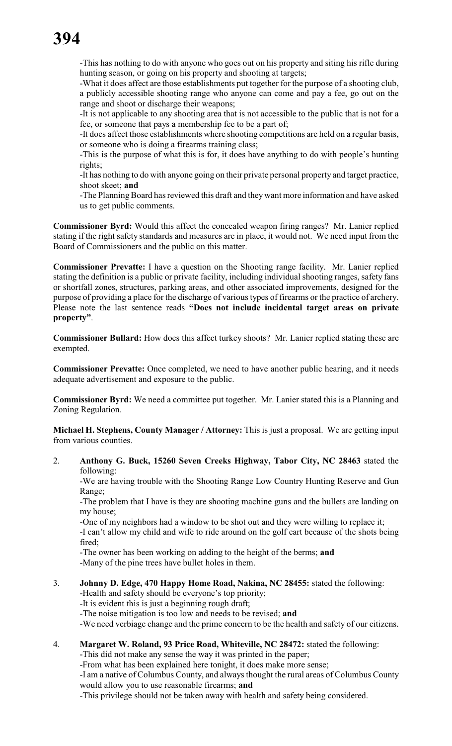-This has nothing to do with anyone who goes out on his property and siting his rifle during hunting season, or going on his property and shooting at targets;

-What it does affect are those establishments put together for the purpose of a shooting club, a publicly accessible shooting range who anyone can come and pay a fee, go out on the range and shoot or discharge their weapons;

-It is not applicable to any shooting area that is not accessible to the public that is not for a fee, or someone that pays a membership fee to be a part of;

-It does affect those establishments where shooting competitions are held on a regular basis, or someone who is doing a firearms training class;

-This is the purpose of what this is for, it does have anything to do with people's hunting rights;

-It has nothing to do with anyone going on their private personal property and target practice, shoot skeet; **and**

-The Planning Board has reviewed this draft and they want more information and have asked us to get public comments.

**Commissioner Byrd:** Would this affect the concealed weapon firing ranges? Mr. Lanier replied stating if the right safety standards and measures are in place, it would not. We need input from the Board of Commissioners and the public on this matter.

**Commissioner Prevatte:** I have a question on the Shooting range facility. Mr. Lanier replied stating the definition is a public or private facility, including individual shooting ranges, safety fans or shortfall zones, structures, parking areas, and other associated improvements, designed for the purpose of providing a place for the discharge of various types of firearms or the practice of archery. Please note the last sentence reads **"Does not include incidental target areas on private property"**.

**Commissioner Bullard:** How does this affect turkey shoots? Mr. Lanier replied stating these are exempted.

**Commissioner Prevatte:** Once completed, we need to have another public hearing, and it needs adequate advertisement and exposure to the public.

**Commissioner Byrd:** We need a committee put together. Mr. Lanier stated this is a Planning and Zoning Regulation.

**Michael H. Stephens, County Manager / Attorney:** This is just a proposal. We are getting input from various counties.

2. **Anthony G. Buck, 15260 Seven Creeks Highway, Tabor City, NC 28463** stated the following:

   -We are having trouble with the Shooting Range Low Country Hunting Reserve and Gun Range;

   -The problem that I have is they are shooting machine guns and the bullets are landing on my house;

   -One of my neighbors had a window to be shot out and they were willing to replace it;

   -I can't allow my child and wife to ride around on the golf cart because of the shots being fired;

   -The owner has been working on adding to the height of the berms; **and**

   -Many of the pine trees have bullet holes in them.

3. **Johnny D. Edge, 470 Happy Home Road, Nakina, NC 28455:** stated the following:

   -Health and safety should be everyone's top priority;

   -It is evident this is just a beginning rough draft;

   -The noise mitigation is too low and needs to be revised; **and**

   -We need verbiage change and the prime concern to be the health and safety of our citizens.

4. **Margaret W. Roland, 93 Price Road, Whiteville, NC 28472:** stated the following:

   -This did not make any sense the way it was printed in the paper;

   -From what has been explained here tonight, it does make more sense;

   -I am a native of Columbus County, and always thought the rural areas of Columbus County would allow you to use reasonable firearms; **and**

   -This privilege should not be taken away with health and safety being considered.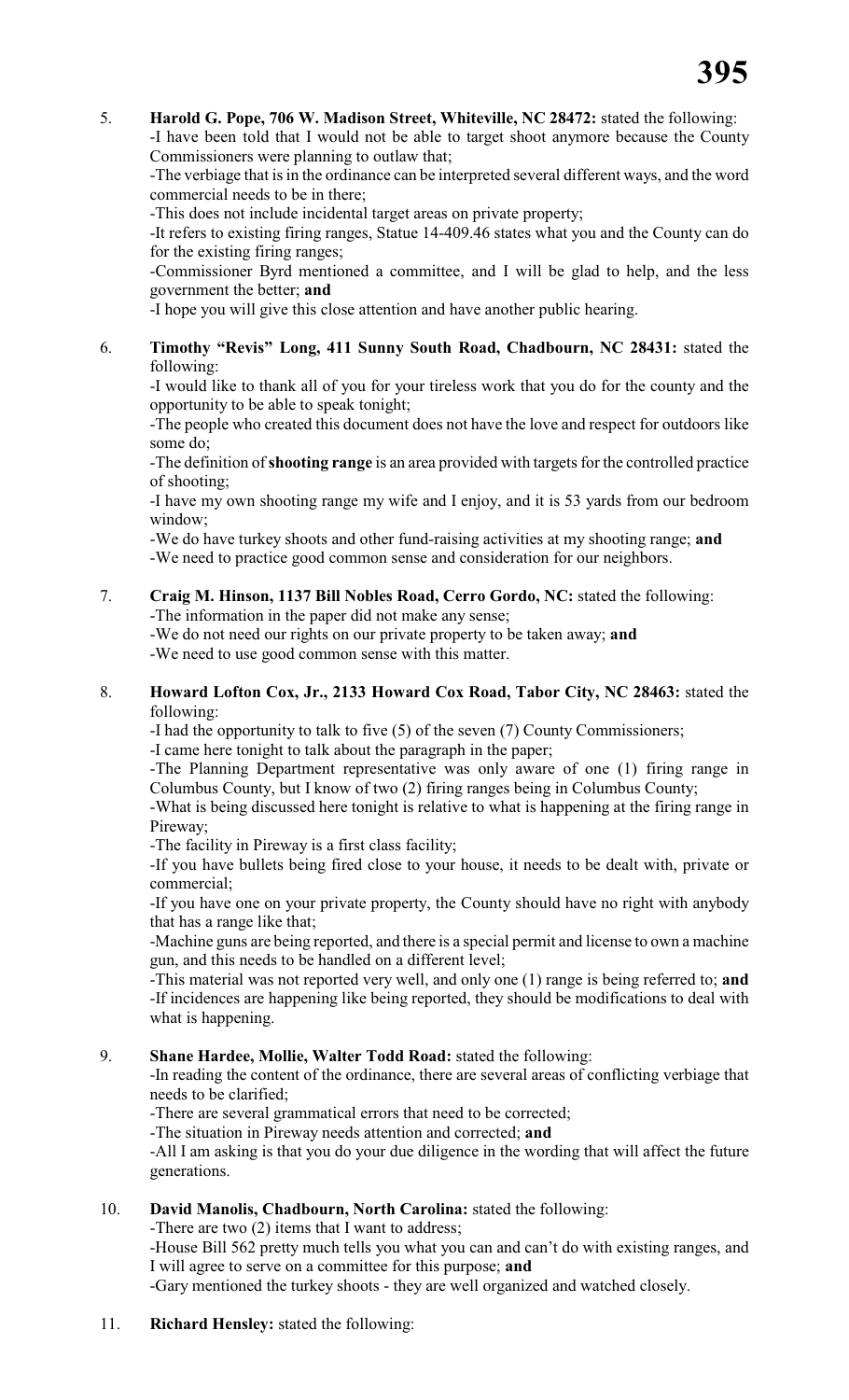5. **Harold G. Pope, 706 W. Madison Street, Whiteville, NC 28472:** stated the following:
   -I have been told that I would not be able to target shoot anymore because the County Commissioners were planning to outlaw that;
   -The verbiage that is in the ordinance can be interpreted several different ways, and the word commercial needs to be in there;
   -This does not include incidental target areas on private property;
   -It refers to existing firing ranges, Statue 14-409.46 states what you and the County can do for the existing firing ranges;
   -Commissioner Byrd mentioned a committee, and I will be glad to help, and the less government the better; **and**
   -I hope you will give this close attention and have another public hearing.

6. **Timothy "Revis" Long, 411 Sunny South Road, Chadbourn, NC 28431:** stated the following:
   -I would like to thank all of you for your tireless work that you do for the county and the opportunity to be able to speak tonight;
   -The people who created this document does not have the love and respect for outdoors like some do;
   -The definition of **shooting range** is an area provided with targets for the controlled practice of shooting;
   -I have my own shooting range my wife and I enjoy, and it is 53 yards from our bedroom window;
   -We do have turkey shoots and other fund-raising activities at my shooting range; **and**
   -We need to practice good common sense and consideration for our neighbors.

7. **Craig M. Hinson, 1137 Bill Nobles Road, Cerro Gordo, NC:** stated the following:
   -The information in the paper did not make any sense;
   -We do not need our rights on our private property to be taken away; **and**
   -We need to use good common sense with this matter.

8. **Howard Lofton Cox, Jr., 2133 Howard Cox Road, Tabor City, NC 28463:** stated the following:
   -I had the opportunity to talk to five (5) of the seven (7) County Commissioners;
   -I came here tonight to talk about the paragraph in the paper;
   -The Planning Department representative was only aware of one (1) firing range in Columbus County, but I know of two (2) firing ranges being in Columbus County;
   -What is being discussed here tonight is relative to what is happening at the firing range in Pireway;
   -The facility in Pireway is a first class facility;
   -If you have bullets being fired close to your house, it needs to be dealt with, private or commercial;
   -If you have one on your private property, the County should have no right with anybody that has a range like that;
   -Machine guns are being reported, and there is a special permit and license to own a machine gun, and this needs to be handled on a different level;
   -This material was not reported very well, and only one (1) range is being referred to; **and**
   -If incidences are happening like being reported, they should be modifications to deal with what is happening.

9. **Shane Hardee, Mollie, Walter Todd Road:** stated the following:
   -In reading the content of the ordinance, there are several areas of conflicting verbiage that needs to be clarified;
   -There are several grammatical errors that need to be corrected;
   -The situation in Pireway needs attention and corrected; **and**
   -All I am asking is that you do your due diligence in the wording that will affect the future generations.

10. **David Manolis, Chadbourn, North Carolina:** stated the following:
    -There are two (2) items that I want to address;
    -House Bill 562 pretty much tells you what you can and can't do with existing ranges, and I will agree to serve on a committee for this purpose; **and**
    -Gary mentioned the turkey shoots - they are well organized and watched closely.

11. **Richard Hensley:** stated the following: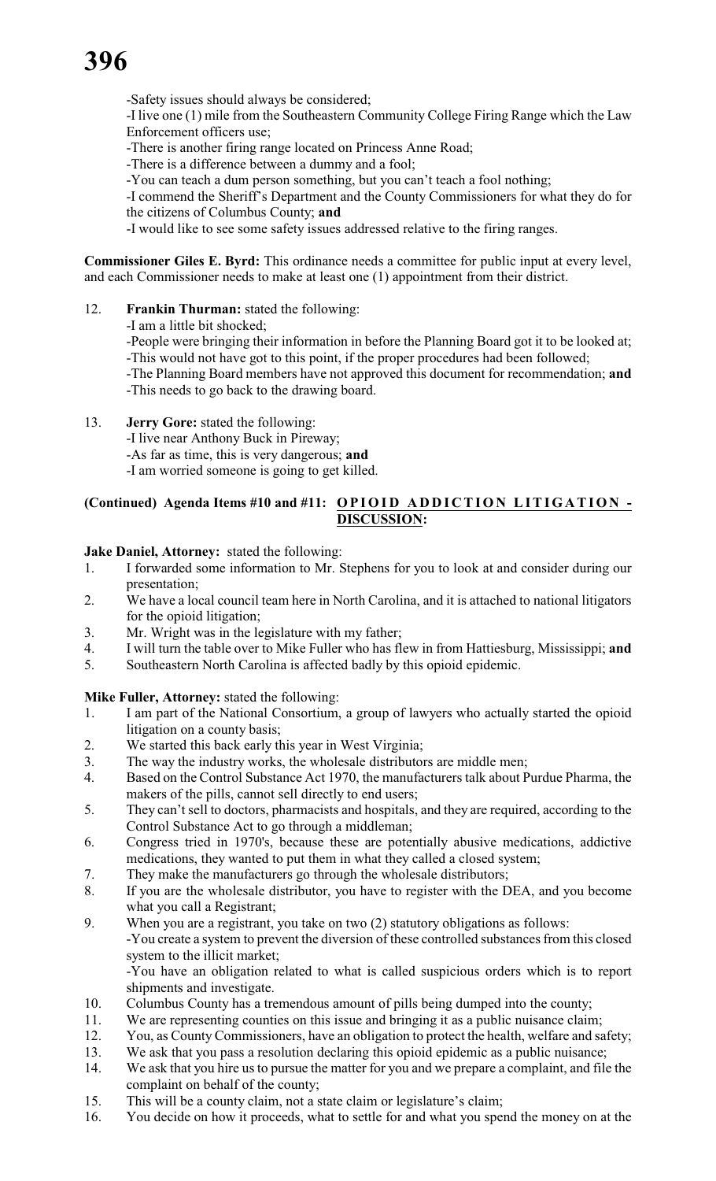-Safety issues should always be considered;

-I live one (1) mile from the Southeastern Community College Firing Range which the Law Enforcement officers use;

-There is another firing range located on Princess Anne Road;

-There is a difference between a dummy and a fool;

-You can teach a dum person something, but you can't teach a fool nothing;

-I commend the Sheriff's Department and the County Commissioners for what they do for the citizens of Columbus County; **and**

-I would like to see some safety issues addressed relative to the firing ranges.

**Commissioner Giles E. Byrd:** This ordinance needs a committee for public input at every level, and each Commissioner needs to make at least one (1) appointment from their district.

12. **Frankin Thurman:** stated the following:

    -I am a little bit shocked;

    -People were bringing their information in before the Planning Board got it to be looked at;

    -This would not have got to this point, if the proper procedures had been followed;

    -The Planning Board members have not approved this document for recommendation; **and**

    -This needs to go back to the drawing board.

13. **Jerry Gore:** stated the following:

    -I live near Anthony Buck in Pireway;

    -As far as time, this is very dangerous; **and**

    -I am worried someone is going to get killed.

**(Continued) Agenda Items #10 and #11: OPIOID ADDICTION LITIGATION - DISCUSSION:**

**Jake Daniel, Attorney:** stated the following:

1. I forwarded some information to Mr. Stephens for you to look at and consider during our presentation;
2. We have a local council team here in North Carolina, and it is attached to national litigators for the opioid litigation;
3. Mr. Wright was in the legislature with my father;
4. I will turn the table over to Mike Fuller who has flew in from Hattiesburg, Mississippi; **and**
5. Southeastern North Carolina is affected badly by this opioid epidemic.

**Mike Fuller, Attorney:** stated the following:

1. I am part of the National Consortium, a group of lawyers who actually started the opioid litigation on a county basis;
2. We started this back early this year in West Virginia;
3. The way the industry works, the wholesale distributors are middle men;
4. Based on the Control Substance Act 1970, the manufacturers talk about Purdue Pharma, the makers of the pills, cannot sell directly to end users;
5. They can't sell to doctors, pharmacists and hospitals, and they are required, according to the Control Substance Act to go through a middleman;
6. Congress tried in 1970's, because these are potentially abusive medications, addictive medications, they wanted to put them in what they called a closed system;
7. They make the manufacturers go through the wholesale distributors;
8. If you are the wholesale distributor, you have to register with the DEA, and you become what you call a Registrant;
9. When you are a registrant, you take on two (2) statutory obligations as follows:

   -You create a system to prevent the diversion of these controlled substances from this closed system to the illicit market;

   -You have an obligation related to what is called suspicious orders which is to report shipments and investigate.
10. Columbus County has a tremendous amount of pills being dumped into the county;
11. We are representing counties on this issue and bringing it as a public nuisance claim;
12. You, as County Commissioners, have an obligation to protect the health, welfare and safety;
13. We ask that you pass a resolution declaring this opioid epidemic as a public nuisance;
14. We ask that you hire us to pursue the matter for you and we prepare a complaint, and file the complaint on behalf of the county;
15. This will be a county claim, not a state claim or legislature's claim;
16. You decide on how it proceeds, what to settle for and what you spend the money on at the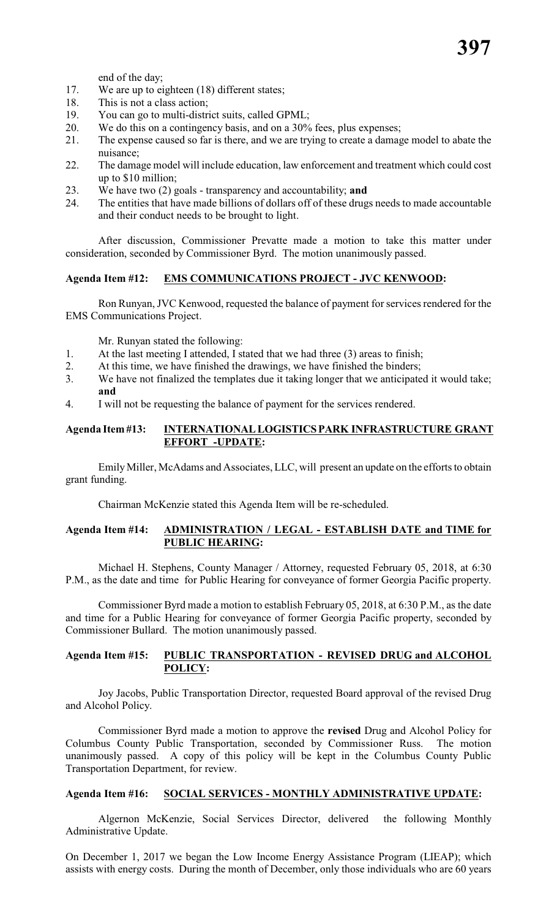end of the day;

17. We are up to eighteen (18) different states;
18. This is not a class action;
19. You can go to multi-district suits, called GPML;
20. We do this on a contingency basis, and on a 30% fees, plus expenses;
21. The expense caused so far is there, and we are trying to create a damage model to abate the nuisance;
22. The damage model will include education, law enforcement and treatment which could cost up to $10 million;
23. We have two (2) goals - transparency and accountability; **and**
24. The entities that have made billions of dollars off of these drugs needs to made accountable and their conduct needs to be brought to light.

After discussion, Commissioner Prevatte made a motion to take this matter under consideration, seconded by Commissioner Byrd. The motion unanimously passed.

**Agenda Item #12: EMS COMMUNICATIONS PROJECT - JVC KENWOOD:**

Ron Runyan, JVC Kenwood, requested the balance of payment for services rendered for the EMS Communications Project.

Mr. Runyan stated the following:

1. At the last meeting I attended, I stated that we had three (3) areas to finish;
2. At this time, we have finished the drawings, we have finished the binders;
3. We have not finalized the templates due it taking longer that we anticipated it would take; **and**
4. I will not be requesting the balance of payment for the services rendered.

**Agenda Item #13: INTERNATIONAL LOGISTICS PARK INFRASTRUCTURE GRANT EFFORT -UPDATE:**

Emily Miller, McAdams and Associates, LLC, will present an update on the efforts to obtain grant funding.

Chairman McKenzie stated this Agenda Item will be re-scheduled.

**Agenda Item #14: ADMINISTRATION / LEGAL - ESTABLISH DATE and TIME for PUBLIC HEARING:**

Michael H. Stephens, County Manager / Attorney, requested February 05, 2018, at 6:30 P.M., as the date and time for Public Hearing for conveyance of former Georgia Pacific property.

Commissioner Byrd made a motion to establish February 05, 2018, at 6:30 P.M., as the date and time for a Public Hearing for conveyance of former Georgia Pacific property, seconded by Commissioner Bullard. The motion unanimously passed.

**Agenda Item #15: PUBLIC TRANSPORTATION - REVISED DRUG and ALCOHOL POLICY:**

Joy Jacobs, Public Transportation Director, requested Board approval of the revised Drug and Alcohol Policy.

Commissioner Byrd made a motion to approve the **revised** Drug and Alcohol Policy for Columbus County Public Transportation, seconded by Commissioner Russ. The motion unanimously passed. A copy of this policy will be kept in the Columbus County Public Transportation Department, for review.

**Agenda Item #16: SOCIAL SERVICES - MONTHLY ADMINISTRATIVE UPDATE:**

Algernon McKenzie, Social Services Director, delivered the following Monthly Administrative Update.

On December 1, 2017 we began the Low Income Energy Assistance Program (LIEAP); which assists with energy costs. During the month of December, only those individuals who are 60 years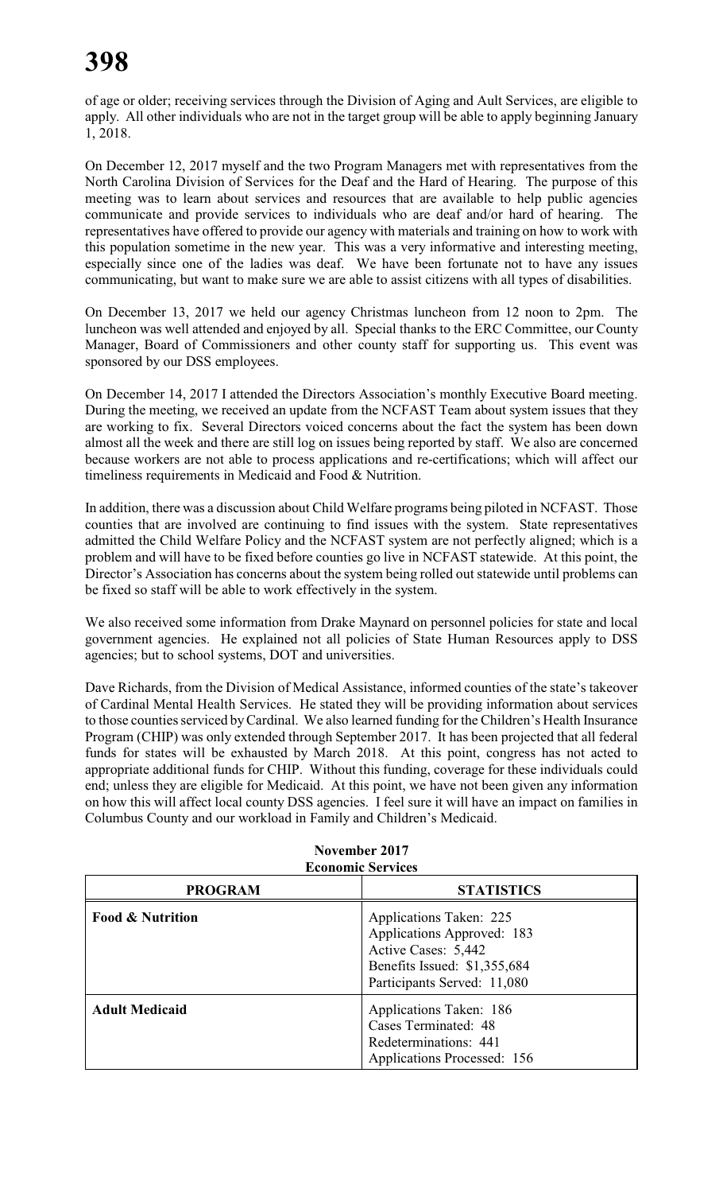of age or older; receiving services through the Division of Aging and Ault Services, are eligible to apply. All other individuals who are not in the target group will be able to apply beginning January 1, 2018.

On December 12, 2017 myself and the two Program Managers met with representatives from the North Carolina Division of Services for the Deaf and the Hard of Hearing. The purpose of this meeting was to learn about services and resources that are available to help public agencies communicate and provide services to individuals who are deaf and/or hard of hearing. The representatives have offered to provide our agency with materials and training on how to work with this population sometime in the new year. This was a very informative and interesting meeting, especially since one of the ladies was deaf. We have been fortunate not to have any issues communicating, but want to make sure we are able to assist citizens with all types of disabilities.

On December 13, 2017 we held our agency Christmas luncheon from 12 noon to 2pm. The luncheon was well attended and enjoyed by all. Special thanks to the ERC Committee, our County Manager, Board of Commissioners and other county staff for supporting us. This event was sponsored by our DSS employees.

On December 14, 2017 I attended the Directors Association's monthly Executive Board meeting. During the meeting, we received an update from the NCFAST Team about system issues that they are working to fix. Several Directors voiced concerns about the fact the system has been down almost all the week and there are still log on issues being reported by staff. We also are concerned because workers are not able to process applications and re-certifications; which will affect our timeliness requirements in Medicaid and Food & Nutrition.

In addition, there was a discussion about Child Welfare programs being piloted in NCFAST. Those counties that are involved are continuing to find issues with the system. State representatives admitted the Child Welfare Policy and the NCFAST system are not perfectly aligned; which is a problem and will have to be fixed before counties go live in NCFAST statewide. At this point, the Director's Association has concerns about the system being rolled out statewide until problems can be fixed so staff will be able to work effectively in the system.

We also received some information from Drake Maynard on personnel policies for state and local government agencies. He explained not all policies of State Human Resources apply to DSS agencies; but to school systems, DOT and universities.

Dave Richards, from the Division of Medical Assistance, informed counties of the state's takeover of Cardinal Mental Health Services. He stated they will be providing information about services to those counties serviced by Cardinal. We also learned funding for the Children's Health Insurance Program (CHIP) was only extended through September 2017. It has been projected that all federal funds for states will be exhausted by March 2018. At this point, congress has not acted to appropriate additional funds for CHIP. Without this funding, coverage for these individuals could end; unless they are eligible for Medicaid. At this point, we have not been given any information on how this will affect local county DSS agencies. I feel sure it will have an impact on families in Columbus County and our workload in Family and Children's Medicaid.

**November 2017**
**Economic Services**

| PROGRAM | STATISTICS |
|---|---|
| **Food & Nutrition** | Applications Taken: 225<br>Applications Approved: 183<br>Active Cases: 5,442<br>Benefits Issued: $1,355,684<br>Participants Served: 11,080 |
| **Adult Medicaid** | Applications Taken: 186<br>Cases Terminated: 48<br>Redeterminations: 441<br>Applications Processed: 156 |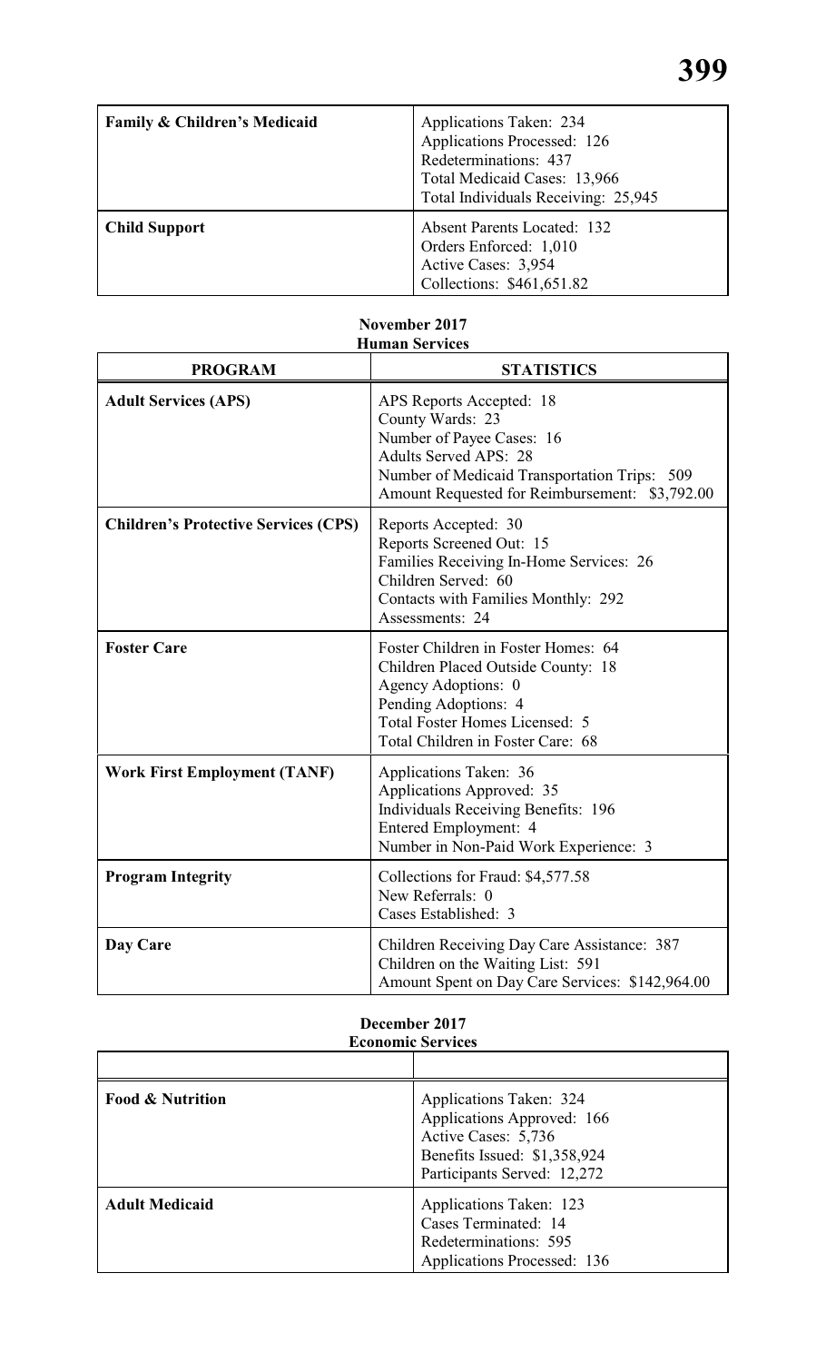| | |
|---|---|
| **Family & Children's Medicaid** | Applications Taken: 234<br>Applications Processed: 126<br>Redeterminations: 437<br>Total Medicaid Cases: 13,966<br>Total Individuals Receiving: 25,945 |
| **Child Support** | Absent Parents Located: 132<br>Orders Enforced: 1,010<br>Active Cases: 3,954<br>Collections: $461,651.82 |

**November 2017**
**Human Services**

| PROGRAM | STATISTICS |
|---|---|
| **Adult Services (APS)** | APS Reports Accepted: 18<br>County Wards: 23<br>Number of Payee Cases: 16<br>Adults Served APS: 28<br>Number of Medicaid Transportation Trips: 509<br>Amount Requested for Reimbursement: $3,792.00 |
| **Children's Protective Services (CPS)** | Reports Accepted: 30<br>Reports Screened Out: 15<br>Families Receiving In-Home Services: 26<br>Children Served: 60<br>Contacts with Families Monthly: 292<br>Assessments: 24 |
| **Foster Care** | Foster Children in Foster Homes: 64<br>Children Placed Outside County: 18<br>Agency Adoptions: 0<br>Pending Adoptions: 4<br>Total Foster Homes Licensed: 5<br>Total Children in Foster Care: 68 |
| **Work First Employment (TANF)** | Applications Taken: 36<br>Applications Approved: 35<br>Individuals Receiving Benefits: 196<br>Entered Employment: 4<br>Number in Non-Paid Work Experience: 3 |
| **Program Integrity** | Collections for Fraud: $4,577.58<br>New Referrals: 0<br>Cases Established: 3 |
| **Day Care** | Children Receiving Day Care Assistance: 387<br>Children on the Waiting List: 591<br>Amount Spent on Day Care Services: $142,964.00 |

**December 2017**
**Economic Services**

| | |
|---|---|
| **Food & Nutrition** | Applications Taken: 324<br>Applications Approved: 166<br>Active Cases: 5,736<br>Benefits Issued: $1,358,924<br>Participants Served: 12,272 |
| **Adult Medicaid** | Applications Taken: 123<br>Cases Terminated: 14<br>Redeterminations: 595<br>Applications Processed: 136 |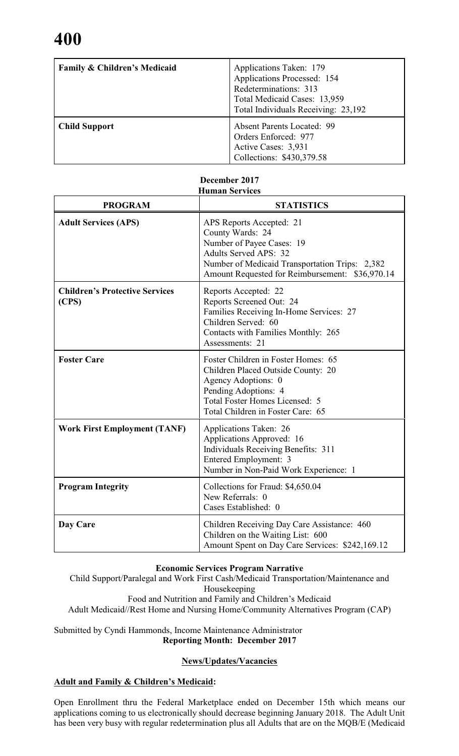| Family & Children's Medicaid | Applications Taken: 179<br>Applications Processed: 154<br>Redeterminations: 313<br>Total Medicaid Cases: 13,959<br>Total Individuals Receiving: 23,192 |
|---|---|
| Child Support | Absent Parents Located: 99<br>Orders Enforced: 977<br>Active Cases: 3,931<br>Collections: $430,379.58 |

**December 2017**
**Human Services**

| PROGRAM | STATISTICS |
|---|---|
| **Adult Services (APS)** | APS Reports Accepted: 21<br>County Wards: 24<br>Number of Payee Cases: 19<br>Adults Served APS: 32<br>Number of Medicaid Transportation Trips: 2,382<br>Amount Requested for Reimbursement: $36,970.14 |
| **Children's Protective Services (CPS)** | Reports Accepted: 22<br>Reports Screened Out: 24<br>Families Receiving In-Home Services: 27<br>Children Served: 60<br>Contacts with Families Monthly: 265<br>Assessments: 21 |
| **Foster Care** | Foster Children in Foster Homes: 65<br>Children Placed Outside County: 20<br>Agency Adoptions: 0<br>Pending Adoptions: 4<br>Total Foster Homes Licensed: 5<br>Total Children in Foster Care: 65 |
| **Work First Employment (TANF)** | Applications Taken: 26<br>Applications Approved: 16<br>Individuals Receiving Benefits: 311<br>Entered Employment: 3<br>Number in Non-Paid Work Experience: 1 |
| **Program Integrity** | Collections for Fraud: $4,650.04<br>New Referrals: 0<br>Cases Established: 0 |
| **Day Care** | Children Receiving Day Care Assistance: 460<br>Children on the Waiting List: 600<br>Amount Spent on Day Care Services: $242,169.12 |

**Economic Services Program Narrative**

Child Support/Paralegal and Work First Cash/Medicaid Transportation/Maintenance and Housekeeping

Food and Nutrition and Family and Children's Medicaid

Adult Medicaid//Rest Home and Nursing Home/Community Alternatives Program (CAP)

Submitted by Cyndi Hammonds, Income Maintenance Administrator

**Reporting Month: December 2017**

**News/Updates/Vacancies**

**Adult and Family & Children's Medicaid:**

Open Enrollment thru the Federal Marketplace ended on December 15th which means our applications coming to us electronically should decrease beginning January 2018. The Adult Unit has been very busy with regular redetermination plus all Adults that are on the MQB/E (Medicaid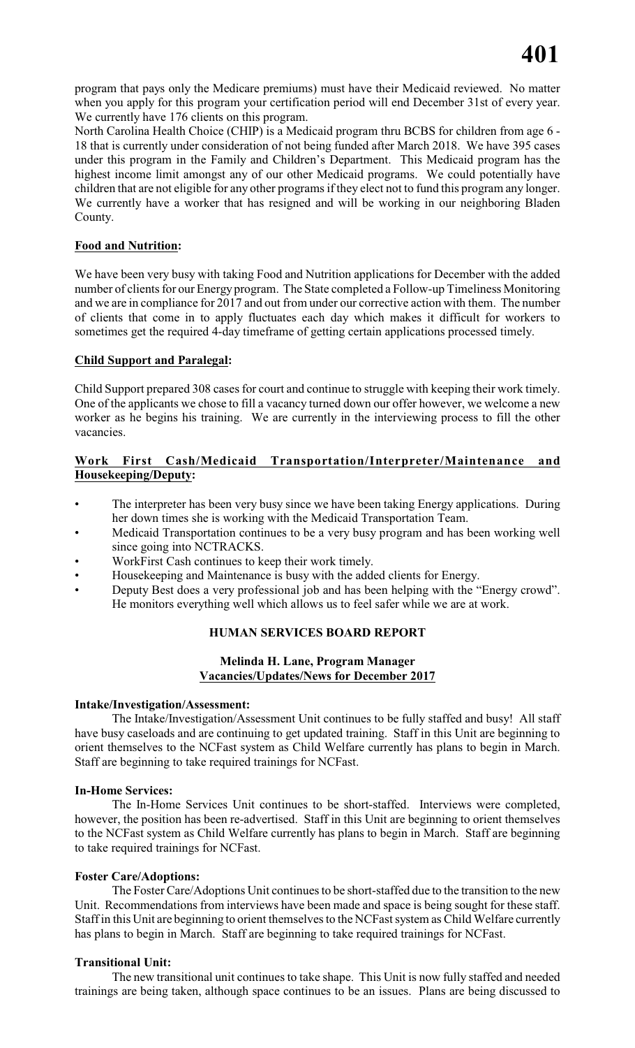program that pays only the Medicare premiums) must have their Medicaid reviewed. No matter when you apply for this program your certification period will end December 31st of every year. We currently have 176 clients on this program.

North Carolina Health Choice (CHIP) is a Medicaid program thru BCBS for children from age 6 - 18 that is currently under consideration of not being funded after March 2018. We have 395 cases under this program in the Family and Children's Department. This Medicaid program has the highest income limit amongst any of our other Medicaid programs. We could potentially have children that are not eligible for any other programs if they elect not to fund this program any longer. We currently have a worker that has resigned and will be working in our neighboring Bladen County.

**Food and Nutrition:**

We have been very busy with taking Food and Nutrition applications for December with the added number of clients for our Energy program. The State completed a Follow-up Timeliness Monitoring and we are in compliance for 2017 and out from under our corrective action with them. The number of clients that come in to apply fluctuates each day which makes it difficult for workers to sometimes get the required 4-day timeframe of getting certain applications processed timely.

**Child Support and Paralegal:**

Child Support prepared 308 cases for court and continue to struggle with keeping their work timely. One of the applicants we chose to fill a vacancy turned down our offer however, we welcome a new worker as he begins his training. We are currently in the interviewing process to fill the other vacancies.

**Work First Cash/Medicaid Transportation/Interpreter/Maintenance and Housekeeping/Deputy:**

- The interpreter has been very busy since we have been taking Energy applications. During her down times she is working with the Medicaid Transportation Team.
- Medicaid Transportation continues to be a very busy program and has been working well since going into NCTRACKS.
- WorkFirst Cash continues to keep their work timely.
- Housekeeping and Maintenance is busy with the added clients for Energy.
- Deputy Best does a very professional job and has been helping with the "Energy crowd". He monitors everything well which allows us to feel safer while we are at work.

## HUMAN SERVICES BOARD REPORT

**Melinda H. Lane, Program Manager**
**Vacancies/Updates/News for December 2017**

**Intake/Investigation/Assessment:**

The Intake/Investigation/Assessment Unit continues to be fully staffed and busy! All staff have busy caseloads and are continuing to get updated training. Staff in this Unit are beginning to orient themselves to the NCFast system as Child Welfare currently has plans to begin in March. Staff are beginning to take required trainings for NCFast.

**In-Home Services:**

The In-Home Services Unit continues to be short-staffed. Interviews were completed, however, the position has been re-advertised. Staff in this Unit are beginning to orient themselves to the NCFast system as Child Welfare currently has plans to begin in March. Staff are beginning to take required trainings for NCFast.

**Foster Care/Adoptions:**

The Foster Care/Adoptions Unit continues to be short-staffed due to the transition to the new Unit. Recommendations from interviews have been made and space is being sought for these staff. Staff in this Unit are beginning to orient themselves to the NCFast system as Child Welfare currently has plans to begin in March. Staff are beginning to take required trainings for NCFast.

**Transitional Unit:**

The new transitional unit continues to take shape. This Unit is now fully staffed and needed trainings are being taken, although space continues to be an issues. Plans are being discussed to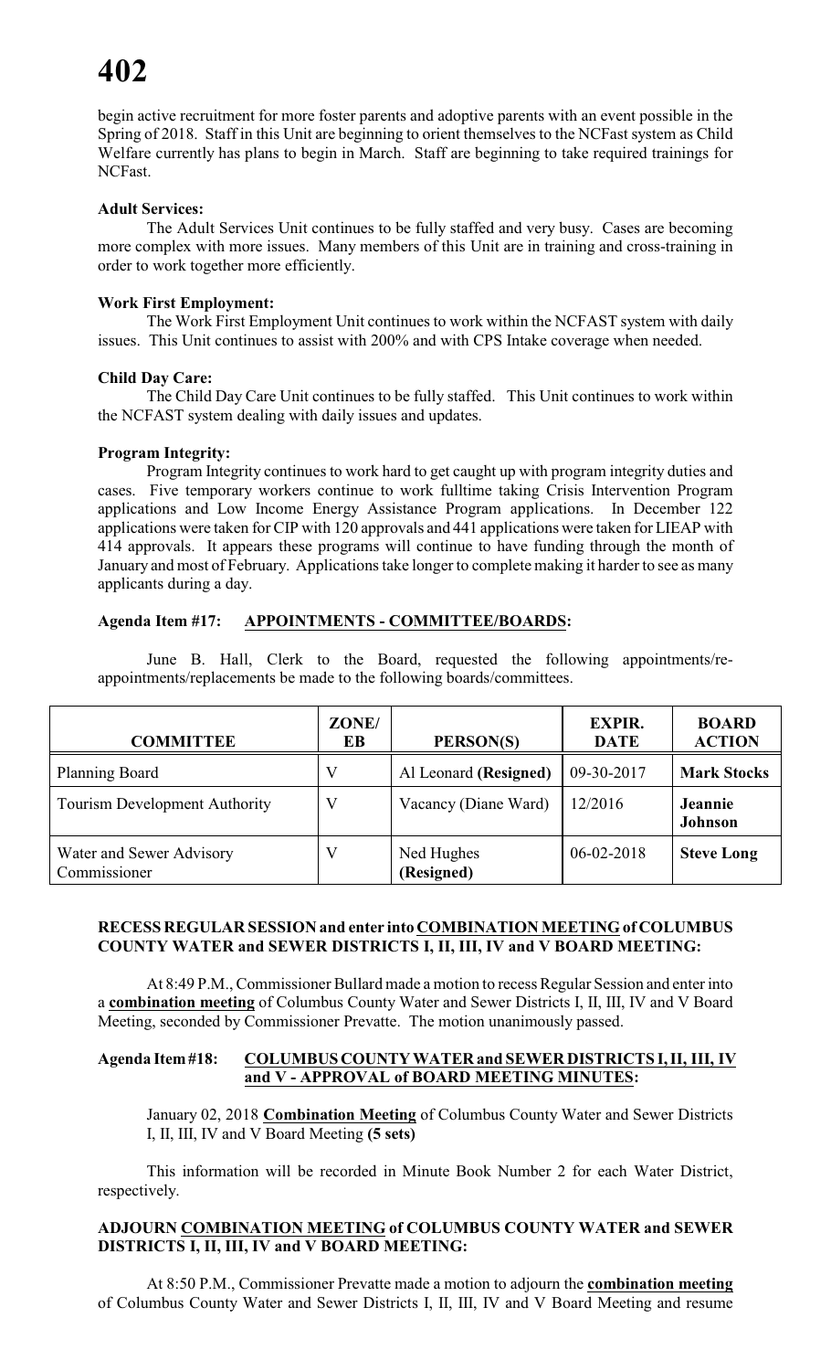begin active recruitment for more foster parents and adoptive parents with an event possible in the Spring of 2018. Staff in this Unit are beginning to orient themselves to the NCFast system as Child Welfare currently has plans to begin in March. Staff are beginning to take required trainings for NCFast.

**Adult Services:**

The Adult Services Unit continues to be fully staffed and very busy. Cases are becoming more complex with more issues. Many members of this Unit are in training and cross-training in order to work together more efficiently.

**Work First Employment:**

The Work First Employment Unit continues to work within the NCFAST system with daily issues. This Unit continues to assist with 200% and with CPS Intake coverage when needed.

**Child Day Care:**

The Child Day Care Unit continues to be fully staffed. This Unit continues to work within the NCFAST system dealing with daily issues and updates.

**Program Integrity:**

Program Integrity continues to work hard to get caught up with program integrity duties and cases. Five temporary workers continue to work fulltime taking Crisis Intervention Program applications and Low Income Energy Assistance Program applications. In December 122 applications were taken for CIP with 120 approvals and 441 applications were taken for LIEAP with 414 approvals. It appears these programs will continue to have funding through the month of January and most of February. Applications take longer to complete making it harder to see as many applicants during a day.

**Agenda Item #17: APPOINTMENTS - COMMITTEE/BOARDS:**

June B. Hall, Clerk to the Board, requested the following appointments/re-appointments/replacements be made to the following boards/committees.

| COMMITTEE | ZONE/ EB | PERSON(S) | EXPIR. DATE | BOARD ACTION |
|---|---|---|---|---|
| Planning Board | V | Al Leonard **(Resigned)** | 09-30-2017 | **Mark Stocks** |
| Tourism Development Authority | V | Vacancy (Diane Ward) | 12/2016 | **Jeannie Johnson** |
| Water and Sewer Advisory Commissioner | V | Ned Hughes **(Resigned)** | 06-02-2018 | **Steve Long** |

**RECESS REGULAR SESSION and enter into COMBINATION MEETING of COLUMBUS COUNTY WATER and SEWER DISTRICTS I, II, III, IV and V BOARD MEETING:**

At 8:49 P.M., Commissioner Bullard made a motion to recess Regular Session and enter into a **combination meeting** of Columbus County Water and Sewer Districts I, II, III, IV and V Board Meeting, seconded by Commissioner Prevatte. The motion unanimously passed.

**Agenda Item #18: COLUMBUS COUNTY WATER and SEWER DISTRICTS I, II, III, IV and V - APPROVAL of BOARD MEETING MINUTES:**

January 02, 2018 **Combination Meeting** of Columbus County Water and Sewer Districts I, II, III, IV and V Board Meeting **(5 sets)**

This information will be recorded in Minute Book Number 2 for each Water District, respectively.

**ADJOURN COMBINATION MEETING of COLUMBUS COUNTY WATER and SEWER DISTRICTS I, II, III, IV and V BOARD MEETING:**

At 8:50 P.M., Commissioner Prevatte made a motion to adjourn the **combination meeting** of Columbus County Water and Sewer Districts I, II, III, IV and V Board Meeting and resume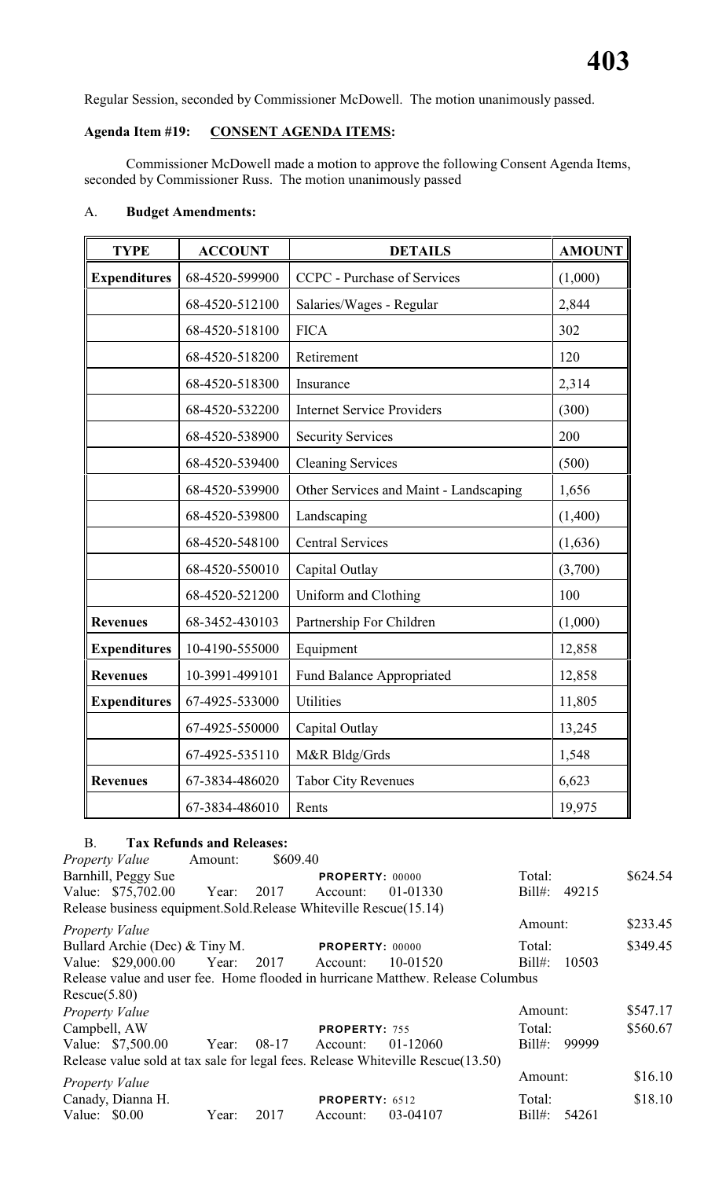Regular Session, seconded by Commissioner McDowell. The motion unanimously passed.

**Agenda Item #19: CONSENT AGENDA ITEMS:**

Commissioner McDowell made a motion to approve the following Consent Agenda Items, seconded by Commissioner Russ. The motion unanimously passed

A. **Budget Amendments:**

| TYPE | ACCOUNT | DETAILS | AMOUNT |
|---|---|---|---|
| **Expenditures** | 68-4520-599900 | CCPC - Purchase of Services | (1,000) |
| | 68-4520-512100 | Salaries/Wages - Regular | 2,844 |
| | 68-4520-518100 | FICA | 302 |
| | 68-4520-518200 | Retirement | 120 |
| | 68-4520-518300 | Insurance | 2,314 |
| | 68-4520-532200 | Internet Service Providers | (300) |
| | 68-4520-538900 | Security Services | 200 |
| | 68-4520-539400 | Cleaning Services | (500) |
| | 68-4520-539900 | Other Services and Maint - Landscaping | 1,656 |
| | 68-4520-539800 | Landscaping | (1,400) |
| | 68-4520-548100 | Central Services | (1,636) |
| | 68-4520-550010 | Capital Outlay | (3,700) |
| | 68-4520-521200 | Uniform and Clothing | 100 |
| **Revenues** | 68-3452-430103 | Partnership For Children | (1,000) |
| **Expenditures** | 10-4190-555000 | Equipment | 12,858 |
| **Revenues** | 10-3991-499101 | Fund Balance Appropriated | 12,858 |
| **Expenditures** | 67-4925-533000 | Utilities | 11,805 |
| | 67-4925-550000 | Capital Outlay | 13,245 |
| | 67-4925-535110 | M&R Bldg/Grds | 1,548 |
| **Revenues** | 67-3834-486020 | Tabor City Revenues | 6,623 |
| | 67-3834-486010 | Rents | 19,975 |

B. **Tax Refunds and Releases:**

*Property Value* Amount: $609.40
Barnhill, Peggy Sue **PROPERTY:** 00000 Total: $624.54
Value: $75,702.00 Year: 2017 Account: 01-01330 Bill#: 49215
Release business equipment.Sold.Release Whiteville Rescue(15.14)

*Property Value* Amount: $233.45
Bullard Archie (Dec) & Tiny M. **PROPERTY:** 00000 Total: $349.45
Value: $29,000.00 Year: 2017 Account: 10-01520 Bill#: 10503
Release value and user fee. Home flooded in hurricane Matthew. Release Columbus Rescue(5.80)

*Property Value* Amount: $547.17
Campbell, AW **PROPERTY:** 755 Total: $560.67
Value: $7,500.00 Year: 08-17 Account: 01-12060 Bill#: 99999
Release value sold at tax sale for legal fees. Release Whiteville Rescue(13.50)

*Property Value* Amount: $16.10
Canady, Dianna H. **PROPERTY:** 6512 Total: $18.10
Value: $0.00 Year: 2017 Account: 03-04107 Bill#: 54261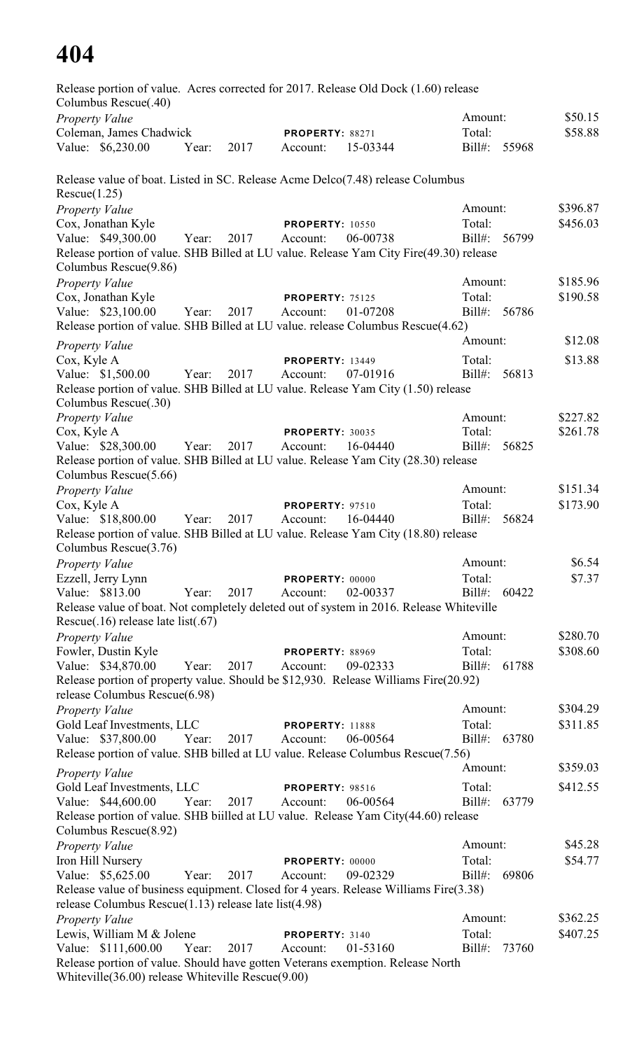Release portion of value. Acres corrected for 2017. Release Old Dock (1.60) release Columbus Rescue(.40)

*Property Value*
Amount: $50.15
Coleman, James Chadwick **PROPERTY:** 88271 Total: $58.88
Value: $6,230.00 Year: 2017 Account: 15-03344 Bill#: 55968

Release value of boat. Listed in SC. Release Acme Delco(7.48) release Columbus Rescue(1.25)

*Property Value*
Amount: $396.87
Cox, Jonathan Kyle **PROPERTY:** 10550 Total: $456.03
Value: $49,300.00 Year: 2017 Account: 06-00738 Bill#: 56799
Release portion of value. SHB Billed at LU value. Release Yam City Fire(49.30) release Columbus Rescue(9.86)

*Property Value*
Amount: $185.96
Cox, Jonathan Kyle **PROPERTY:** 75125 Total: $190.58
Value: $23,100.00 Year: 2017 Account: 01-07208 Bill#: 56786
Release portion of value. SHB Billed at LU value. release Columbus Rescue(4.62)

*Property Value*
Amount: $12.08
Cox, Kyle A **PROPERTY:** 13449 Total: $13.88
Value: $1,500.00 Year: 2017 Account: 07-01916 Bill#: 56813
Release portion of value. SHB Billed at LU value. Release Yam City (1.50) release Columbus Rescue(.30)

*Property Value*
Amount: $227.82
Cox, Kyle A **PROPERTY:** 30035 Total: $261.78
Value: $28,300.00 Year: 2017 Account: 16-04440 Bill#: 56825
Release portion of value. SHB Billed at LU value. Release Yam City (28.30) release Columbus Rescue(5.66)

*Property Value*
Amount: $151.34
Cox, Kyle A **PROPERTY:** 97510 Total: $173.90
Value: $18,800.00 Year: 2017 Account: 16-04440 Bill#: 56824
Release portion of value. SHB Billed at LU value. Release Yam City (18.80) release Columbus Rescue(3.76)

*Property Value*
Amount: $6.54
Ezzell, Jerry Lynn **PROPERTY:** 00000 Total: $7.37
Value: $813.00 Year: 2017 Account: 02-00337 Bill#: 60422
Release value of boat. Not completely deleted out of system in 2016. Release Whiteville Rescue(.16) release late list(.67)

*Property Value*
Amount: $280.70
Fowler, Dustin Kyle **PROPERTY:** 88969 Total: $308.60
Value: $34,870.00 Year: 2017 Account: 09-02333 Bill#: 61788
Release portion of property value. Should be $12,930. Release Williams Fire(20.92) release Columbus Rescue(6.98)

*Property Value*
Amount: $304.29
Gold Leaf Investments, LLC **PROPERTY:** 11888 Total: $311.85
Value: $37,800.00 Year: 2017 Account: 06-00564 Bill#: 63780
Release portion of value. SHB billed at LU value. Release Columbus Rescue(7.56)

*Property Value*
Amount: $359.03
Gold Leaf Investments, LLC **PROPERTY:** 98516 Total: $412.55
Value: $44,600.00 Year: 2017 Account: 06-00564 Bill#: 63779
Release portion of value. SHB biilled at LU value. Release Yam City(44.60) release Columbus Rescue(8.92)

*Property Value*
Amount: $45.28
Iron Hill Nursery **PROPERTY:** 00000 Total: $54.77
Value: $5,625.00 Year: 2017 Account: 09-02329 Bill#: 69806
Release value of business equipment. Closed for 4 years. Release Williams Fire(3.38) release Columbus Rescue(1.13) release late list(4.98)

*Property Value*
Amount: $362.25
Lewis, William M & Jolene **PROPERTY:** 3140 Total: $407.25
Value: $111,600.00 Year: 2017 Account: 01-53160 Bill#: 73760
Release portion of value. Should have gotten Veterans exemption. Release North Whiteville(36.00) release Whiteville Rescue(9.00)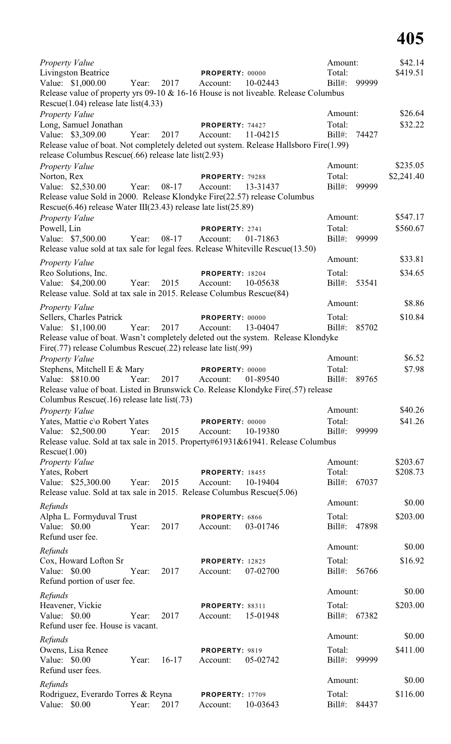*Property Value*
Livingston Beatrice **PROPERTY:** 00000 Amount: $42.14
Value: $1,000.00 Year: 2017 Account: 10-02443 Total: $419.51
Bill#: 99999
Release value of property yrs 09-10 & 16-16 House is not liveable. Release Columbus Rescue(1.04) release late list(4.33)

*Property Value*
Long, Samuel Jonathan **PROPERTY:** 74427 Amount: $26.64
Value: $3,309.00 Year: 2017 Account: 11-04215 Total: $32.22
Bill#: 74427
Release value of boat. Not completely deleted out system. Release Hallsboro Fire(1.99) release Columbus Rescue(.66) release late list(2.93)

*Property Value*
Norton, Rex **PROPERTY:** 79288 Amount: $235.05
Value: $2,530.00 Year: 08-17 Account: 13-31437 Total: $2,241.40
Bill#: 99999
Release value Sold in 2000. Release Klondyke Fire(22.57) release Columbus Rescue(6.46) release Water III(23.43) release late list(25.89)

*Property Value*
Powell, Lin **PROPERTY:** 2741 Amount: $547.17
Value: $7,500.00 Year: 08-17 Account: 01-71863 Total: $560.67
Bill#: 99999
Release value sold at tax sale for legal fees. Release Whiteville Rescue(13.50)

*Property Value*
Reo Solutions, Inc. **PROPERTY:** 18204 Amount: $33.81
Value: $4,200.00 Year: 2015 Account: 10-05638 Total: $34.65
Bill#: 53541
Release value. Sold at tax sale in 2015. Release Columbus Rescue(84)

*Property Value*
Sellers, Charles Patrick **PROPERTY:** 00000 Amount: $8.86
Value: $1,100.00 Year: 2017 Account: 13-04047 Total: $10.84
Bill#: 85702
Release value of boat. Wasn't completely deleted out the system. Release Klondyke Fire(.77) release Columbus Rescue(.22) release late list(.99)

*Property Value*
Stephens, Mitchell E & Mary **PROPERTY:** 00000 Amount: $6.52
Value: $810.00 Year: 2017 Account: 01-89540 Total: $7.98
Bill#: 89765
Release value of boat. Listed in Brunswick Co. Release Klondyke Fire(.57) release Columbus Rescue(.16) release late list(.73)

*Property Value*
Yates, Mattie c\o Robert Yates **PROPERTY:** 00000 Amount: $40.26
Value: $2,500.00 Year: 2015 Account: 10-19380 Total: $41.26
Bill#: 99999
Release value. Sold at tax sale in 2015. Property#61931&61941. Release Columbus Rescue(1.00)

*Property Value*
Yates, Robert **PROPERTY:** 18455 Amount: $203.67
Value: $25,300.00 Year: 2015 Account: 10-19404 Total: $208.73
Bill#: 67037
Release value. Sold at tax sale in 2015. Release Columbus Rescue(5.06)

*Refunds*
Alpha L. Formyduval Trust **PROPERTY:** 6866 Amount: $0.00
Value: $0.00 Year: 2017 Account: 03-01746 Total: $203.00
Bill#: 47898
Refund user fee.

*Refunds*
Cox, Howard Lofton Sr **PROPERTY:** 12825 Amount: $0.00
Value: $0.00 Year: 2017 Account: 07-02700 Total: $16.92
Bill#: 56766
Refund portion of user fee.

*Refunds*
Heavener, Vickie **PROPERTY:** 88311 Amount: $0.00
Value: $0.00 Year: 2017 Account: 15-01948 Total: $203.00
Bill#: 67382
Refund user fee. House is vacant.

*Refunds*
Owens, Lisa Renee **PROPERTY:** 9819 Amount: $0.00
Value: $0.00 Year: 16-17 Account: 05-02742 Total: $411.00
Bill#: 99999
Refund user fees.

*Refunds*
Rodriguez, Everardo Torres & Reyna **PROPERTY:** 17709 Amount: $0.00
Value: $0.00 Year: 2017 Account: 10-03643 Total: $116.00
Bill#: 84437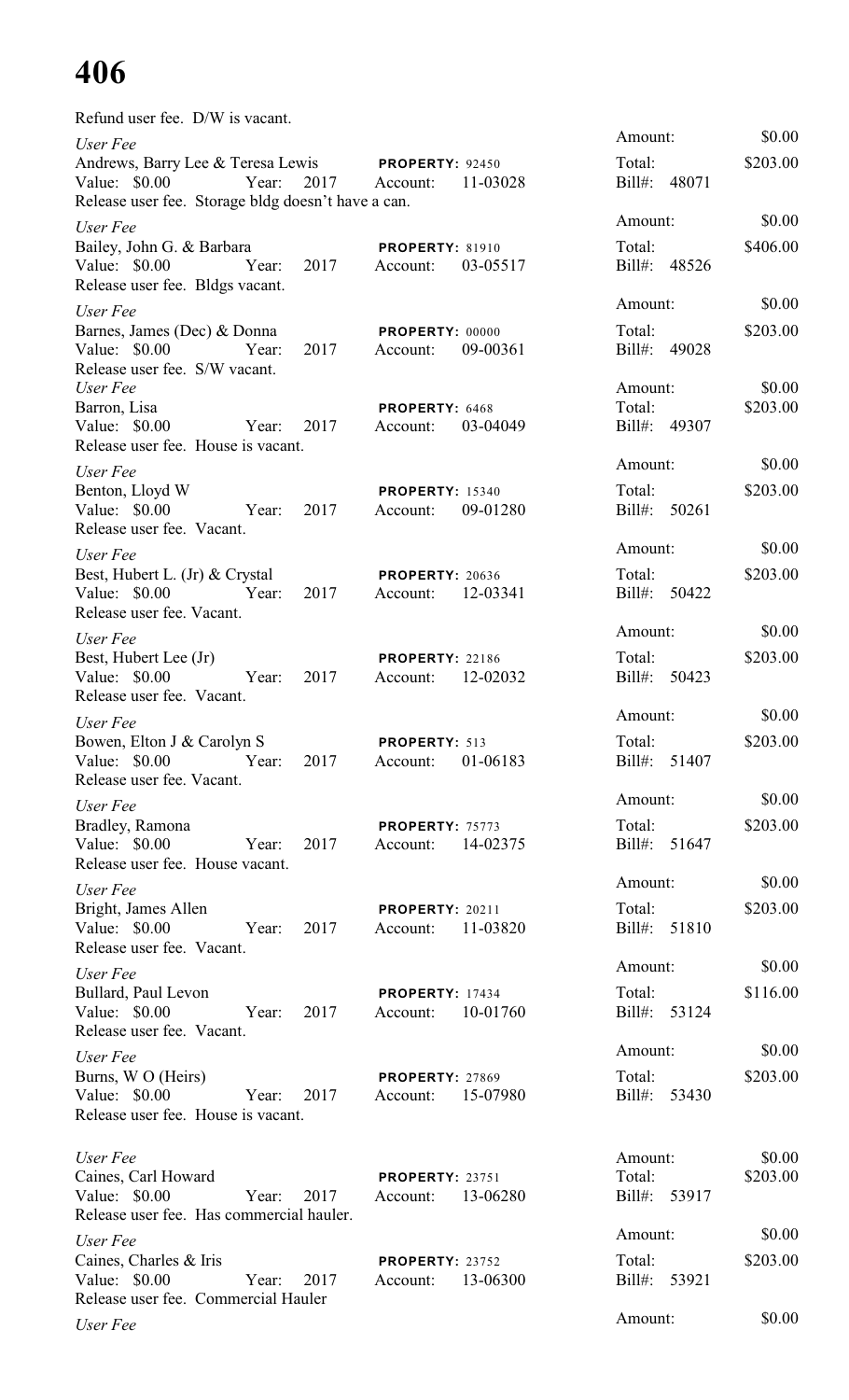Refund user fee. D/W is vacant.

*User Fee*
Andrews, Barry Lee & Teresa Lewis **PROPERTY:** 92450
Value: $0.00 Year: 2017 Account: 11-03028
Release user fee. Storage bldg doesn't have a can.
Amount: $0.00
Total: $203.00
Bill#: 48071

*User Fee*
Bailey, John G. & Barbara **PROPERTY:** 81910
Value: $0.00 Year: 2017 Account: 03-05517
Release user fee. Bldgs vacant.
Amount: $0.00
Total: $406.00
Bill#: 48526

*User Fee*
Barnes, James (Dec) & Donna **PROPERTY:** 00000
Value: $0.00 Year: 2017 Account: 09-00361
Release user fee. S/W vacant.
Amount: $0.00
Total: $203.00
Bill#: 49028

*User Fee*
Barron, Lisa **PROPERTY:** 6468
Value: $0.00 Year: 2017 Account: 03-04049
Release user fee. House is vacant.
Amount: $0.00
Total: $203.00
Bill#: 49307

*User Fee*
Benton, Lloyd W **PROPERTY:** 15340
Value: $0.00 Year: 2017 Account: 09-01280
Release user fee. Vacant.
Amount: $0.00
Total: $203.00
Bill#: 50261

*User Fee*
Best, Hubert L. (Jr) & Crystal **PROPERTY:** 20636
Value: $0.00 Year: 2017 Account: 12-03341
Release user fee. Vacant.
Amount: $0.00
Total: $203.00
Bill#: 50422

*User Fee*
Best, Hubert Lee (Jr) **PROPERTY:** 22186
Value: $0.00 Year: 2017 Account: 12-02032
Release user fee. Vacant.
Amount: $0.00
Total: $203.00
Bill#: 50423

*User Fee*
Bowen, Elton J & Carolyn S **PROPERTY:** 513
Value: $0.00 Year: 2017 Account: 01-06183
Release user fee. Vacant.
Amount: $0.00
Total: $203.00
Bill#: 51407

*User Fee*
Bradley, Ramona **PROPERTY:** 75773
Value: $0.00 Year: 2017 Account: 14-02375
Release user fee. House vacant.
Amount: $0.00
Total: $203.00
Bill#: 51647

*User Fee*
Bright, James Allen **PROPERTY:** 20211
Value: $0.00 Year: 2017 Account: 11-03820
Release user fee. Vacant.
Amount: $0.00
Total: $203.00
Bill#: 51810

*User Fee*
Bullard, Paul Levon **PROPERTY:** 17434
Value: $0.00 Year: 2017 Account: 10-01760
Release user fee. Vacant.
Amount: $0.00
Total: $116.00
Bill#: 53124

*User Fee*
Burns, W O (Heirs) **PROPERTY:** 27869
Value: $0.00 Year: 2017 Account: 15-07980
Release user fee. House is vacant.
Amount: $0.00
Total: $203.00
Bill#: 53430

*User Fee*
Caines, Carl Howard **PROPERTY:** 23751
Value: $0.00 Year: 2017 Account: 13-06280
Release user fee. Has commercial hauler.
Amount: $0.00
Total: $203.00
Bill#: 53917

*User Fee*
Caines, Charles & Iris **PROPERTY:** 23752
Value: $0.00 Year: 2017 Account: 13-06300
Release user fee. Commercial Hauler
Amount: $0.00
Total: $203.00
Bill#: 53921

*User Fee*
Amount: $0.00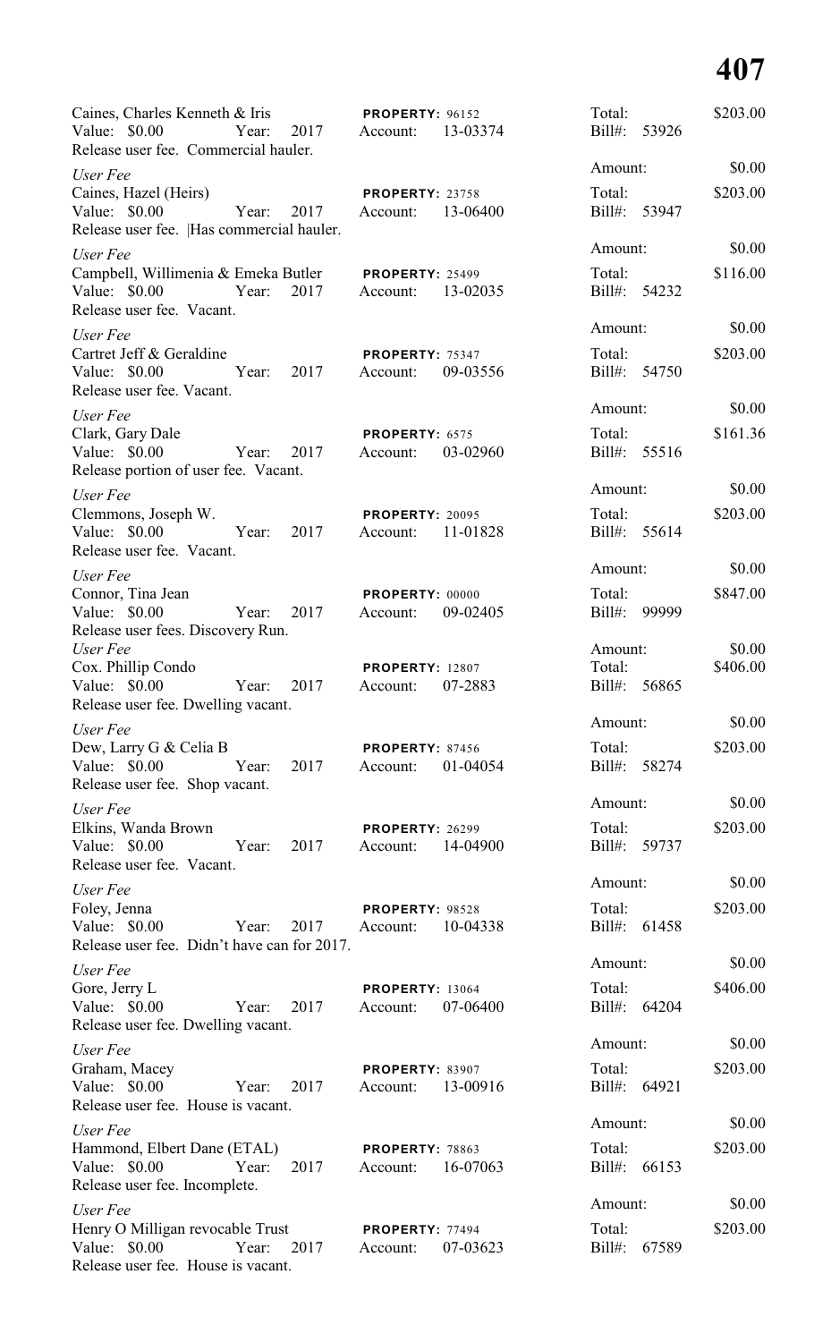Caines, Charles Kenneth & Iris **PROPERTY:** 96152 Total: $203.00
Value: $0.00 Year: 2017 Account: 13-03374 Bill#: 53926
Release user fee. Commercial hauler.

*User Fee* Amount: $0.00
Caines, Hazel (Heirs) **PROPERTY:** 23758 Total: $203.00
Value: $0.00 Year: 2017 Account: 13-06400 Bill#: 53947
Release user fee. |Has commercial hauler.

*User Fee* Amount: $0.00
Campbell, Willimenia & Emeka Butler **PROPERTY:** 25499 Total: $116.00
Value: $0.00 Year: 2017 Account: 13-02035 Bill#: 54232
Release user fee. Vacant.

*User Fee* Amount: $0.00
Cartret Jeff & Geraldine **PROPERTY:** 75347 Total: $203.00
Value: $0.00 Year: 2017 Account: 09-03556 Bill#: 54750
Release user fee. Vacant.

*User Fee* Amount: $0.00
Clark, Gary Dale **PROPERTY:** 6575 Total: $161.36
Value: $0.00 Year: 2017 Account: 03-02960 Bill#: 55516
Release portion of user fee. Vacant.

*User Fee* Amount: $0.00
Clemmons, Joseph W. **PROPERTY:** 20095 Total: $203.00
Value: $0.00 Year: 2017 Account: 11-01828 Bill#: 55614
Release user fee. Vacant.

*User Fee* Amount: $0.00
Connor, Tina Jean **PROPERTY:** 00000 Total: $847.00
Value: $0.00 Year: 2017 Account: 09-02405 Bill#: 99999
Release user fees. Discovery Run.

*User Fee* Amount: $0.00
Cox. Phillip Condo **PROPERTY:** 12807 Total: $406.00
Value: $0.00 Year: 2017 Account: 07-2883 Bill#: 56865
Release user fee. Dwelling vacant.

*User Fee* Amount: $0.00
Dew, Larry G & Celia B **PROPERTY:** 87456 Total: $203.00
Value: $0.00 Year: 2017 Account: 01-04054 Bill#: 58274
Release user fee. Shop vacant.

*User Fee* Amount: $0.00
Elkins, Wanda Brown **PROPERTY:** 26299 Total: $203.00
Value: $0.00 Year: 2017 Account: 14-04900 Bill#: 59737
Release user fee. Vacant.

*User Fee* Amount: $0.00
Foley, Jenna **PROPERTY:** 98528 Total: $203.00
Value: $0.00 Year: 2017 Account: 10-04338 Bill#: 61458
Release user fee. Didn't have can for 2017.

*User Fee* Amount: $0.00
Gore, Jerry L **PROPERTY:** 13064 Total: $406.00
Value: $0.00 Year: 2017 Account: 07-06400 Bill#: 64204
Release user fee. Dwelling vacant.

*User Fee* Amount: $0.00
Graham, Macey **PROPERTY:** 83907 Total: $203.00
Value: $0.00 Year: 2017 Account: 13-00916 Bill#: 64921
Release user fee. House is vacant.

*User Fee* Amount: $0.00
Hammond, Elbert Dane (ETAL) **PROPERTY:** 78863 Total: $203.00
Value: $0.00 Year: 2017 Account: 16-07063 Bill#: 66153
Release user fee. Incomplete.

*User Fee* Amount: $0.00
Henry O Milligan revocable Trust **PROPERTY:** 77494 Total: $203.00
Value: $0.00 Year: 2017 Account: 07-03623 Bill#: 67589
Release user fee. House is vacant.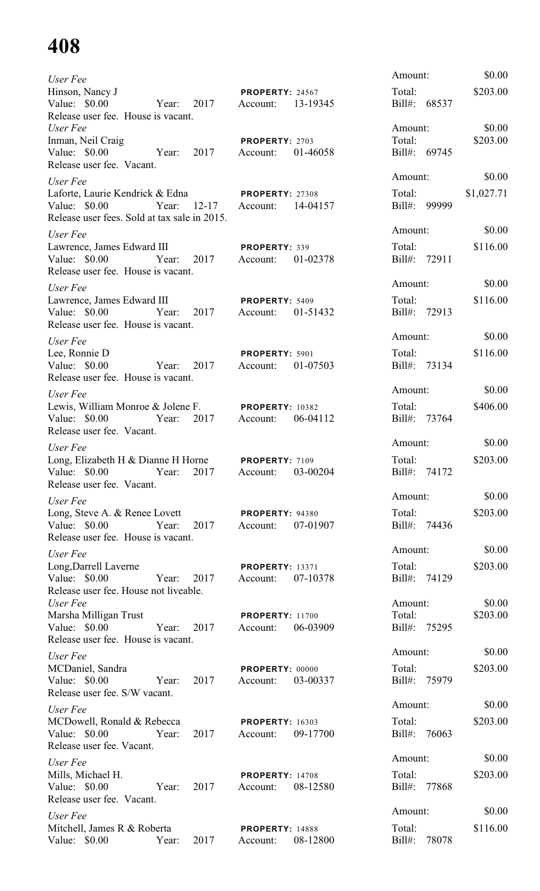*User Fee*
Hinson, Nancy J — **PROPERTY:** 24567
Value: $0.00 Year: 2017 Account: 13-19345
Release user fee. House is vacant.
Amount: $0.00 Total: $203.00 Bill#: 68537

*User Fee*
Inman, Neil Craig — **PROPERTY:** 2703
Value: $0.00 Year: 2017 Account: 01-46058
Release user fee. Vacant.
Amount: $0.00 Total: $203.00 Bill#: 69745

*User Fee*
Laforte, Laurie Kendrick & Edna — **PROPERTY:** 27308
Value: $0.00 Year: 12-17 Account: 14-04157
Release user fees. Sold at tax sale in 2015.
Amount: $0.00 Total: $1,027.71 Bill#: 99999

*User Fee*
Lawrence, James Edward III — **PROPERTY:** 339
Value: $0.00 Year: 2017 Account: 01-02378
Release user fee. House is vacant.
Amount: $0.00 Total: $116.00 Bill#: 72911

*User Fee*
Lawrence, James Edward III — **PROPERTY:** 5409
Value: $0.00 Year: 2017 Account: 01-51432
Release user fee. House is vacant.
Amount: $0.00 Total: $116.00 Bill#: 72913

*User Fee*
Lee, Ronnie D — **PROPERTY:** 5901
Value: $0.00 Year: 2017 Account: 01-07503
Release user fee. House is vacant.
Amount: $0.00 Total: $116.00 Bill#: 73134

*User Fee*
Lewis, William Monroe & Jolene F. — **PROPERTY:** 10382
Value: $0.00 Year: 2017 Account: 06-04112
Release user fee. Vacant.
Amount: $0.00 Total: $406.00 Bill#: 73764

*User Fee*
Long, Elizabeth H & Dianne H Horne — **PROPERTY:** 7109
Value: $0.00 Year: 2017 Account: 03-00204
Release user fee. Vacant.
Amount: $0.00 Total: $203.00 Bill#: 74172

*User Fee*
Long, Steve A. & Renee Lovett — **PROPERTY:** 94380
Value: $0.00 Year: 2017 Account: 07-01907
Release user fee. House is vacant.
Amount: $0.00 Total: $203.00 Bill#: 74436

*User Fee*
Long,Darrell Laverne — **PROPERTY:** 13371
Value: $0.00 Year: 2017 Account: 07-10378
Release user fee. House not liveable.
Amount: $0.00 Total: $203.00 Bill#: 74129

*User Fee*
Marsha Milligan Trust — **PROPERTY:** 11700
Value: $0.00 Year: 2017 Account: 06-03909
Release user fee. House is vacant.
Amount: $0.00 Total: $203.00 Bill#: 75295

*User Fee*
MCDaniel, Sandra — **PROPERTY:** 00000
Value: $0.00 Year: 2017 Account: 03-00337
Release user fee. S/W vacant.
Amount: $0.00 Total: $203.00 Bill#: 75979

*User Fee*
MCDowell, Ronald & Rebecca — **PROPERTY:** 16303
Value: $0.00 Year: 2017 Account: 09-17700
Release user fee. Vacant.
Amount: $0.00 Total: $203.00 Bill#: 76063

*User Fee*
Mills, Michael H. — **PROPERTY:** 14708
Value: $0.00 Year: 2017 Account: 08-12580
Release user fee. Vacant.
Amount: $0.00 Total: $203.00 Bill#: 77868

*User Fee*
Mitchell, James R & Roberta — **PROPERTY:** 14888
Value: $0.00 Year: 2017 Account: 08-12800
Amount: $0.00 Total: $116.00 Bill#: 78078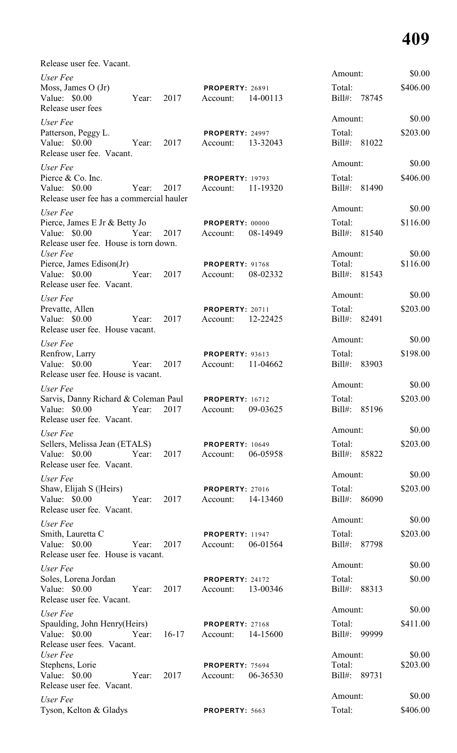Release user fee. Vacant.

*User Fee*
Moss, James O (Jr) PROPERTY: 26891
Value: $0.00 Year: 2017 Account: 14-00113
Release user fees
Amount: $0.00
Total: $406.00
Bill#: 78745

*User Fee*
Patterson, Peggy L. PROPERTY: 24997
Value: $0.00 Year: 2017 Account: 13-32043
Release user fee. Vacant.
Amount: $0.00
Total: $203.00
Bill#: 81022

*User Fee*
Pierce & Co. Inc. PROPERTY: 19793
Value: $0.00 Year: 2017 Account: 11-19320
Release user fee has a commercial hauler
Amount: $0.00
Total: $406.00
Bill#: 81490

*User Fee*
Pierce, James E Jr & Betty Jo PROPERTY: 00000
Value: $0.00 Year: 2017 Account: 08-14949
Release user fee. House is torn down.
Amount: $0.00
Total: $116.00
Bill#: 81540

*User Fee*
Pierce, James Edison(Jr) PROPERTY: 91768
Value: $0.00 Year: 2017 Account: 08-02332
Release user fee. Vacant.
Amount: $0.00
Total: $116.00
Bill#: 81543

*User Fee*
Prevatte, Allen PROPERTY: 20711
Value: $0.00 Year: 2017 Account: 12-22425
Release user fee. House vacant.
Amount: $0.00
Total: $203.00
Bill#: 82491

*User Fee*
Renfrow, Larry PROPERTY: 93613
Value: $0.00 Year: 2017 Account: 11-04662
Release user fee. House is vacant.
Amount: $0.00
Total: $198.00
Bill#: 83903

*User Fee*
Sarvis, Danny Richard & Coleman Paul PROPERTY: 16712
Value: $0.00 Year: 2017 Account: 09-03625
Release user fee. Vacant.
Amount: $0.00
Total: $203.00
Bill#: 85196

*User Fee*
Sellers, Melissa Jean (ETALS) PROPERTY: 10649
Value: $0.00 Year: 2017 Account: 06-05958
Release user fee. Vacant.
Amount: $0.00
Total: $203.00
Bill#: 85822

*User Fee*
Shaw, Elijah S (|Heirs) PROPERTY: 27016
Value: $0.00 Year: 2017 Account: 14-13460
Release user fee. Vacant.
Amount: $0.00
Total: $203.00
Bill#: 86090

*User Fee*
Smith, Lauretta C PROPERTY: 11947
Value: $0.00 Year: 2017 Account: 06-01564
Release user fee. House is vacant.
Amount: $0.00
Total: $203.00
Bill#: 87798

*User Fee*
Soles, Lorena Jordan PROPERTY: 24172
Value: $0.00 Year: 2017 Account: 13-00346
Release user fee. Vacant.
Amount: $0.00
Total: $0.00
Bill#: 88313

*User Fee*
Spaulding, John Henry(Heirs) PROPERTY: 27168
Value: $0.00 Year: 16-17 Account: 14-15600
Release user fees. Vacant.
Amount: $0.00
Total: $411.00
Bill#: 99999

*User Fee*
Stephens, Lorie PROPERTY: 75694
Value: $0.00 Year: 2017 Account: 06-36530
Release user fee. Vacant.
Amount: $0.00
Total: $203.00
Bill#: 89731

*User Fee*
Tyson, Kelton & Gladys PROPERTY: 5663
Amount: $0.00
Total: $406.00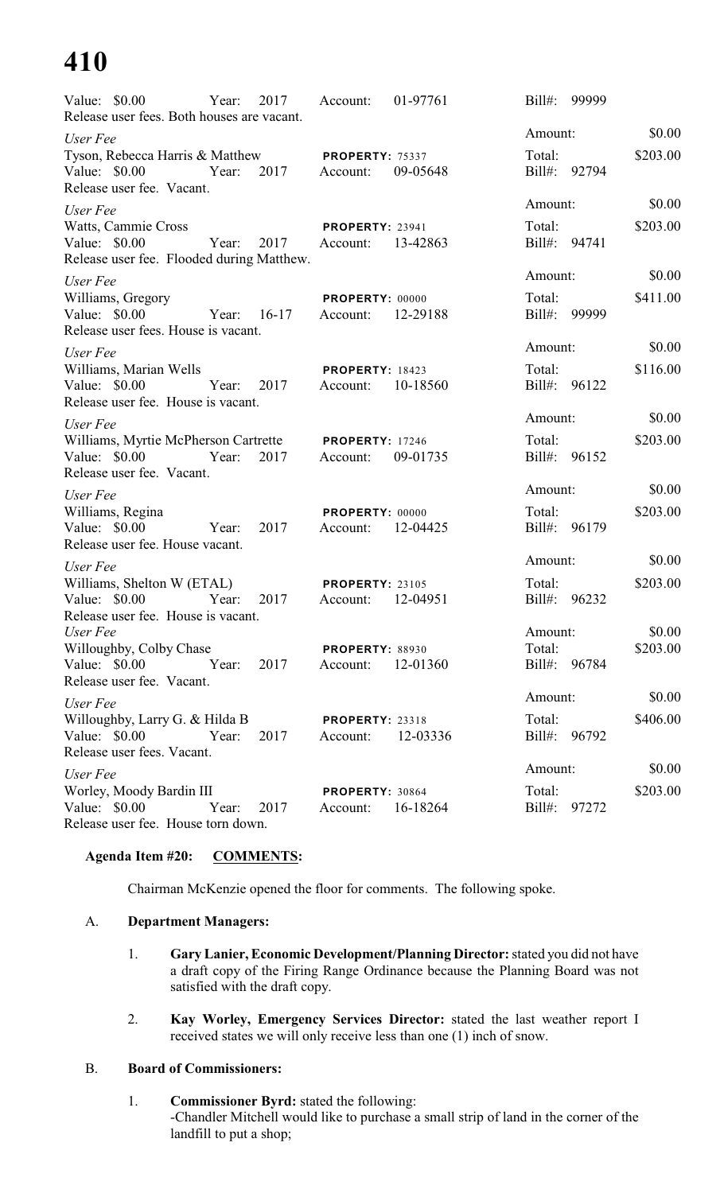Value: $0.00 Year: 2017 Account: 01-97761 Bill#: 99999

Release user fees. Both houses are vacant.

Amount: $0.00

*User Fee*

Tyson, Rebecca Harris & Matthew **PROPERTY:** 75337 Total: $203.00

Value: $0.00 Year: 2017 Account: 09-05648 Bill#: 92794

Release user fee. Vacant.

Amount: $0.00

*User Fee*

Watts, Cammie Cross **PROPERTY:** 23941 Total: $203.00

Value: $0.00 Year: 2017 Account: 13-42863 Bill#: 94741

Release user fee. Flooded during Matthew.

Amount: $0.00

*User Fee*

Williams, Gregory **PROPERTY:** 00000 Total: $411.00

Value: $0.00 Year: 16-17 Account: 12-29188 Bill#: 99999

Release user fees. House is vacant.

Amount: $0.00

*User Fee*

Williams, Marian Wells **PROPERTY:** 18423 Total: $116.00

Value: $0.00 Year: 2017 Account: 10-18560 Bill#: 96122

Release user fee. House is vacant.

Amount: $0.00

*User Fee*

Williams, Myrtie McPherson Cartrette **PROPERTY:** 17246 Total: $203.00

Value: $0.00 Year: 2017 Account: 09-01735 Bill#: 96152

Release user fee. Vacant.

Amount: $0.00

*User Fee*

Williams, Regina **PROPERTY:** 00000 Total: $203.00

Value: $0.00 Year: 2017 Account: 12-04425 Bill#: 96179

Release user fee. House vacant.

Amount: $0.00

*User Fee*

Williams, Shelton W (ETAL) **PROPERTY:** 23105 Total: $203.00

Value: $0.00 Year: 2017 Account: 12-04951 Bill#: 96232

Release user fee. House is vacant.

Amount: $0.00

*User Fee*

Willoughby, Colby Chase **PROPERTY:** 88930 Total: $203.00

Value: $0.00 Year: 2017 Account: 12-01360 Bill#: 96784

Release user fee. Vacant.

Amount: $0.00

*User Fee*

Willoughby, Larry G. & Hilda B **PROPERTY:** 23318 Total: $406.00

Value: $0.00 Year: 2017 Account: 12-03336 Bill#: 96792

Release user fees. Vacant.

Amount: $0.00

*User Fee*

Worley, Moody Bardin III **PROPERTY:** 30864 Total: $203.00

Value: $0.00 Year: 2017 Account: 16-18264 Bill#: 97272

Release user fee. House torn down.

**Agenda Item #20: COMMENTS:**

Chairman McKenzie opened the floor for comments. The following spoke.

A. **Department Managers:**

1. **Gary Lanier, Economic Development/Planning Director:** stated you did not have a draft copy of the Firing Range Ordinance because the Planning Board was not satisfied with the draft copy.

2. **Kay Worley, Emergency Services Director:** stated the last weather report I received states we will only receive less than one (1) inch of snow.

B. **Board of Commissioners:**

1. **Commissioner Byrd:** stated the following:
   -Chandler Mitchell would like to purchase a small strip of land in the corner of the landfill to put a shop;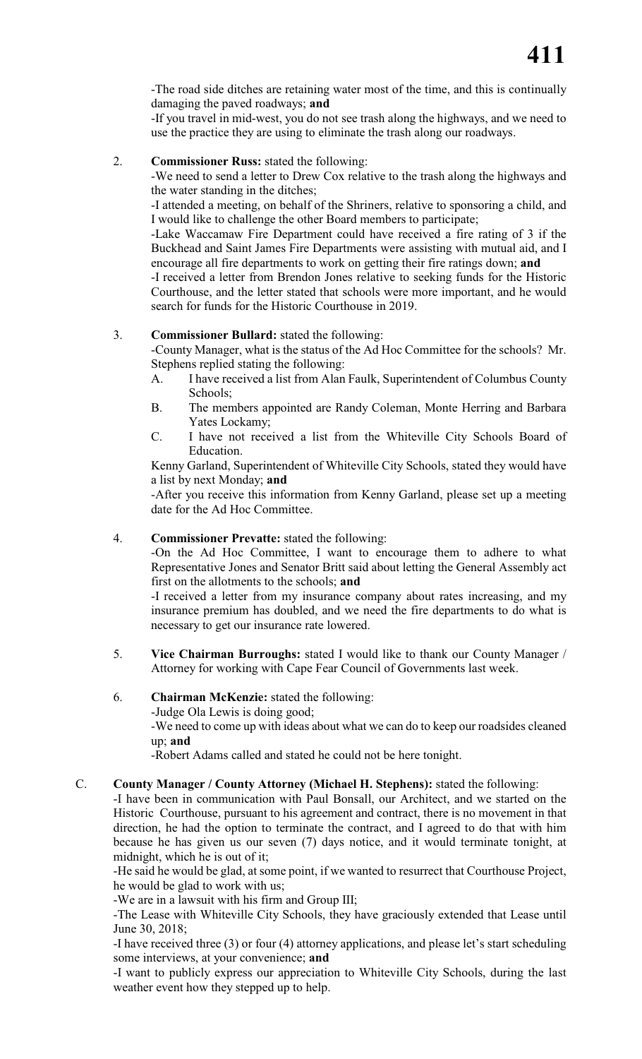-The road side ditches are retaining water most of the time, and this is continually damaging the paved roadways; **and**

-If you travel in mid-west, you do not see trash along the highways, and we need to use the practice they are using to eliminate the trash along our roadways.

2. **Commissioner Russ:** stated the following:

   -We need to send a letter to Drew Cox relative to the trash along the highways and the water standing in the ditches;

   -I attended a meeting, on behalf of the Shriners, relative to sponsoring a child, and I would like to challenge the other Board members to participate;

   -Lake Waccamaw Fire Department could have received a fire rating of 3 if the Buckhead and Saint James Fire Departments were assisting with mutual aid, and I encourage all fire departments to work on getting their fire ratings down; **and**

   -I received a letter from Brendon Jones relative to seeking funds for the Historic Courthouse, and the letter stated that schools were more important, and he would search for funds for the Historic Courthouse in 2019.

3. **Commissioner Bullard:** stated the following:

   -County Manager, what is the status of the Ad Hoc Committee for the schools? Mr. Stephens replied stating the following:

   A. I have received a list from Alan Faulk, Superintendent of Columbus County Schools;

   B. The members appointed are Randy Coleman, Monte Herring and Barbara Yates Lockamy;

   C. I have not received a list from the Whiteville City Schools Board of Education.

   Kenny Garland, Superintendent of Whiteville City Schools, stated they would have a list by next Monday; **and**

   -After you receive this information from Kenny Garland, please set up a meeting date for the Ad Hoc Committee.

4. **Commissioner Prevatte:** stated the following:

   -On the Ad Hoc Committee, I want to encourage them to adhere to what Representative Jones and Senator Britt said about letting the General Assembly act first on the allotments to the schools; **and**

   -I received a letter from my insurance company about rates increasing, and my insurance premium has doubled, and we need the fire departments to do what is necessary to get our insurance rate lowered.

5. **Vice Chairman Burroughs:** stated I would like to thank our County Manager / Attorney for working with Cape Fear Council of Governments last week.

6. **Chairman McKenzie:** stated the following:

   -Judge Ola Lewis is doing good;

   -We need to come up with ideas about what we can do to keep our roadsides cleaned up; **and**

   -Robert Adams called and stated he could not be here tonight.

C. **County Manager / County Attorney (Michael H. Stephens):** stated the following:

-I have been in communication with Paul Bonsall, our Architect, and we started on the Historic Courthouse, pursuant to his agreement and contract, there is no movement in that direction, he had the option to terminate the contract, and I agreed to do that with him because he has given us our seven (7) days notice, and it would terminate tonight, at midnight, which he is out of it;

-He said he would be glad, at some point, if we wanted to resurrect that Courthouse Project, he would be glad to work with us;

-We are in a lawsuit with his firm and Group III;

-The Lease with Whiteville City Schools, they have graciously extended that Lease until June 30, 2018;

-I have received three (3) or four (4) attorney applications, and please let's start scheduling some interviews, at your convenience; **and**

-I want to publicly express our appreciation to Whiteville City Schools, during the last weather event how they stepped up to help.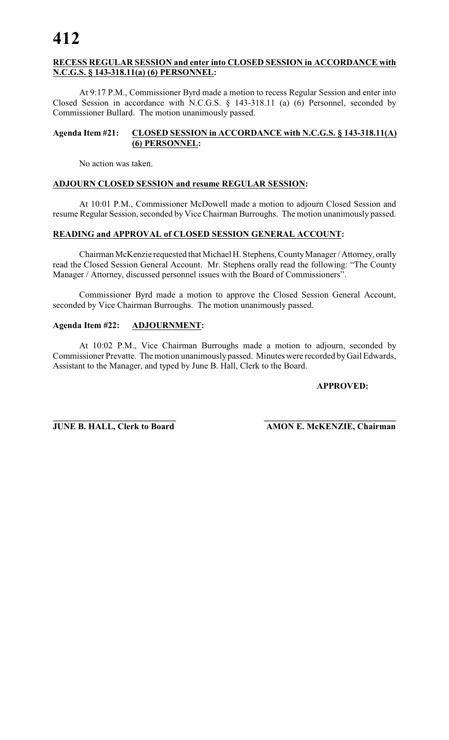**RECESS REGULAR SESSION and enter into CLOSED SESSION in ACCORDANCE with N.C.G.S. § 143-318.11(a) (6) PERSONNEL:**

At 9:17 P.M., Commissioner Byrd made a motion to recess Regular Session and enter into Closed Session in accordance with N.C.G.S. § 143-318.11 (a) (6) Personnel, seconded by Commissioner Bullard. The motion unanimously passed.

**Agenda Item #21: CLOSED SESSION in ACCORDANCE with N.C.G.S. § 143-318.11(A) (6) PERSONNEL:**

No action was taken.

**ADJOURN CLOSED SESSION and resume REGULAR SESSION:**

At 10:01 P.M., Commissioner McDowell made a motion to adjourn Closed Session and resume Regular Session, seconded by Vice Chairman Burroughs. The motion unanimously passed.

**READING and APPROVAL of CLOSED SESSION GENERAL ACCOUNT:**

Chairman McKenzie requested that Michael H. Stephens, County Manager / Attorney, orally read the Closed Session General Account. Mr. Stephens orally read the following: "The County Manager / Attorney, discussed personnel issues with the Board of Commissioners".

Commissioner Byrd made a motion to approve the Closed Session General Account, seconded by Vice Chairman Burroughs. The motion unanimously passed.

**Agenda Item #22: ADJOURNMENT:**

At 10:02 P.M., Vice Chairman Burroughs made a motion to adjourn, seconded by Commissioner Prevatte. The motion unanimously passed. Minutes were recorded by Gail Edwards, Assistant to the Manager, and typed by June B. Hall, Clerk to the Board.

**APPROVED:**

\_\_\_\_\_\_\_\_\_\_\_\_\_\_\_\_\_\_\_\_\_\_\_\_\_\_\_\_ \_\_\_\_\_\_\_\_\_\_\_\_\_\_\_\_\_\_\_\_\_\_\_\_\_\_\_\_\_\_

**JUNE B. HALL, Clerk to Board** **AMON E. McKENZIE, Chairman**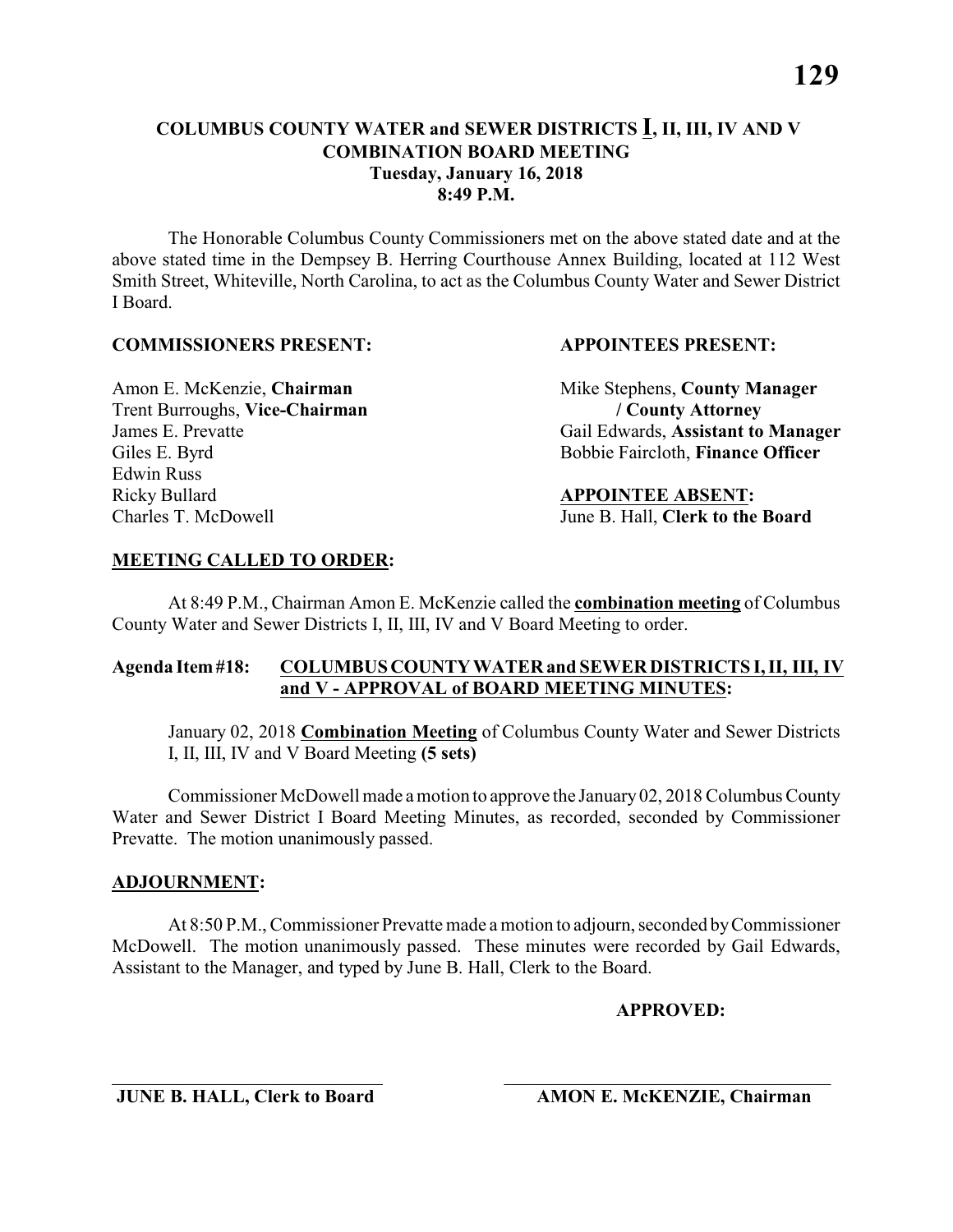## COLUMBUS COUNTY WATER and SEWER DISTRICTS I, II, III, IV AND V
## COMBINATION BOARD MEETING
### Tuesday, January 16, 2018
### 8:49 P.M.

The Honorable Columbus County Commissioners met on the above stated date and at the above stated time in the Dempsey B. Herring Courthouse Annex Building, located at 112 West Smith Street, Whiteville, North Carolina, to act as the Columbus County Water and Sewer District I Board.

**COMMISSIONERS PRESENT:**

Amon E. McKenzie, **Chairman**
Trent Burroughs, **Vice-Chairman**
James E. Prevatte
Giles E. Byrd
Edwin Russ
Ricky Bullard
Charles T. McDowell

**APPOINTEES PRESENT:**

Mike Stephens, **County Manager / County Attorney**
Gail Edwards, **Assistant to Manager**
Bobbie Faircloth, **Finance Officer**

**APPOINTEE ABSENT:**

June B. Hall, **Clerk to the Board**

**MEETING CALLED TO ORDER:**

At 8:49 P.M., Chairman Amon E. McKenzie called the **combination meeting** of Columbus County Water and Sewer Districts I, II, III, IV and V Board Meeting to order.

**Agenda Item #18: COLUMBUS COUNTY WATER and SEWER DISTRICTS I, II, III, IV and V - APPROVAL of BOARD MEETING MINUTES:**

January 02, 2018 **Combination Meeting** of Columbus County Water and Sewer Districts I, II, III, IV and V Board Meeting **(5 sets)**

Commissioner McDowell made a motion to approve the January 02, 2018 Columbus County Water and Sewer District I Board Meeting Minutes, as recorded, seconded by Commissioner Prevatte. The motion unanimously passed.

**ADJOURNMENT:**

At 8:50 P.M., Commissioner Prevatte made a motion to adjourn, seconded by Commissioner McDowell. The motion unanimously passed. These minutes were recorded by Gail Edwards, Assistant to the Manager, and typed by June B. Hall, Clerk to the Board.

**APPROVED:**

\_\_\_\_\_\_\_\_\_\_\_\_\_\_\_\_\_\_\_\_\_\_\_\_\_\_\_\_\_\_
**JUNE B. HALL, Clerk to Board**

\_\_\_\_\_\_\_\_\_\_\_\_\_\_\_\_\_\_\_\_\_\_\_\_\_\_\_\_\_\_
**AMON E. McKENZIE, Chairman**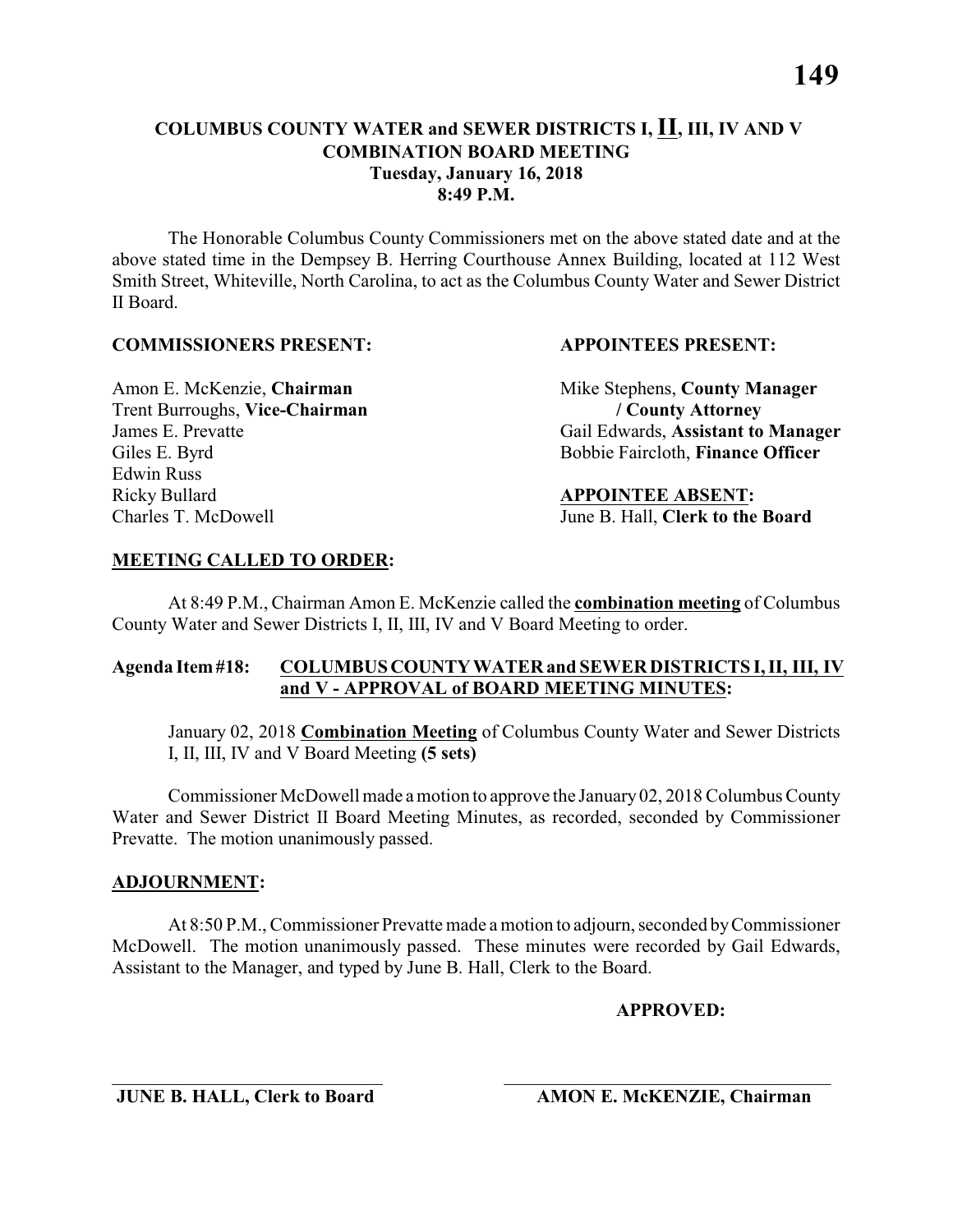# COLUMBUS COUNTY WATER and SEWER DISTRICTS I, II, III, IV AND V
## COMBINATION BOARD MEETING
### Tuesday, January 16, 2018
### 8:49 P.M.

The Honorable Columbus County Commissioners met on the above stated date and at the above stated time in the Dempsey B. Herring Courthouse Annex Building, located at 112 West Smith Street, Whiteville, North Carolina, to act as the Columbus County Water and Sewer District II Board.

| **COMMISSIONERS PRESENT:** | **APPOINTEES PRESENT:** |
|---|---|
| Amon E. McKenzie, **Chairman** | Mike Stephens, **County Manager** |
| Trent Burroughs, **Vice-Chairman** | **/ County Attorney** |
| James E. Prevatte | Gail Edwards, **Assistant to Manager** |
| Giles E. Byrd | Bobbie Faircloth, **Finance Officer** |
| Edwin Russ | |
| Ricky Bullard | **APPOINTEE ABSENT:** |
| Charles T. McDowell | June B. Hall, **Clerk to the Board** |

**MEETING CALLED TO ORDER:**

At 8:49 P.M., Chairman Amon E. McKenzie called the **combination meeting** of Columbus County Water and Sewer Districts I, II, III, IV and V Board Meeting to order.

**Agenda Item #18: COLUMBUS COUNTY WATER and SEWER DISTRICTS I, II, III, IV and V - APPROVAL of BOARD MEETING MINUTES:**

January 02, 2018 **Combination Meeting** of Columbus County Water and Sewer Districts I, II, III, IV and V Board Meeting **(5 sets)**

Commissioner McDowell made a motion to approve the January 02, 2018 Columbus County Water and Sewer District II Board Meeting Minutes, as recorded, seconded by Commissioner Prevatte. The motion unanimously passed.

**ADJOURNMENT:**

At 8:50 P.M., Commissioner Prevatte made a motion to adjourn, seconded by Commissioner McDowell. The motion unanimously passed. These minutes were recorded by Gail Edwards, Assistant to the Manager, and typed by June B. Hall, Clerk to the Board.

**APPROVED:**

| ____________________________ | ____________________________ |
|---|---|
| **JUNE B. HALL, Clerk to Board** | **AMON E. McKENZIE, Chairman** |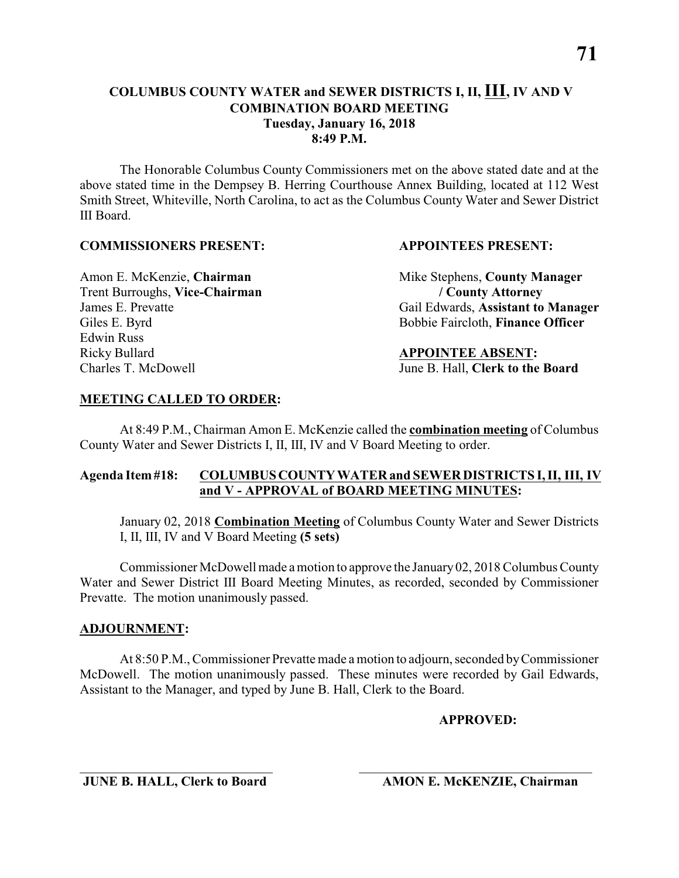# COLUMBUS COUNTY WATER and SEWER DISTRICTS I, II, III, IV AND V COMBINATION BOARD MEETING

**Tuesday, January 16, 2018**
**8:49 P.M.**

The Honorable Columbus County Commissioners met on the above stated date and at the above stated time in the Dempsey B. Herring Courthouse Annex Building, located at 112 West Smith Street, Whiteville, North Carolina, to act as the Columbus County Water and Sewer District III Board.

**COMMISSIONERS PRESENT:**

Amon E. McKenzie, **Chairman**
Trent Burroughs, **Vice-Chairman**
James E. Prevatte
Giles E. Byrd
Edwin Russ
Ricky Bullard
Charles T. McDowell

**APPOINTEES PRESENT:**

Mike Stephens, **County Manager / County Attorney**
Gail Edwards, **Assistant to Manager**
Bobbie Faircloth, **Finance Officer**

**APPOINTEE ABSENT:**

June B. Hall, **Clerk to the Board**

## MEETING CALLED TO ORDER:

At 8:49 P.M., Chairman Amon E. McKenzie called the **combination meeting** of Columbus County Water and Sewer Districts I, II, III, IV and V Board Meeting to order.

## Agenda Item #18: COLUMBUS COUNTY WATER and SEWER DISTRICTS I, II, III, IV and V - APPROVAL of BOARD MEETING MINUTES:

January 02, 2018 **Combination Meeting** of Columbus County Water and Sewer Districts I, II, III, IV and V Board Meeting **(5 sets)**

Commissioner McDowell made a motion to approve the January 02, 2018 Columbus County Water and Sewer District III Board Meeting Minutes, as recorded, seconded by Commissioner Prevatte. The motion unanimously passed.

## ADJOURNMENT:

At 8:50 P.M., Commissioner Prevatte made a motion to adjourn, seconded by Commissioner McDowell. The motion unanimously passed. These minutes were recorded by Gail Edwards, Assistant to the Manager, and typed by June B. Hall, Clerk to the Board.

**APPROVED:**

\_\_\_\_\_\_\_\_\_\_\_\_\_\_\_\_\_\_\_\_\_\_\_\_\_\_\_\_\_\_
**JUNE B. HALL, Clerk to Board**

\_\_\_\_\_\_\_\_\_\_\_\_\_\_\_\_\_\_\_\_\_\_\_\_\_\_\_\_\_\_
**AMON E. McKENZIE, Chairman**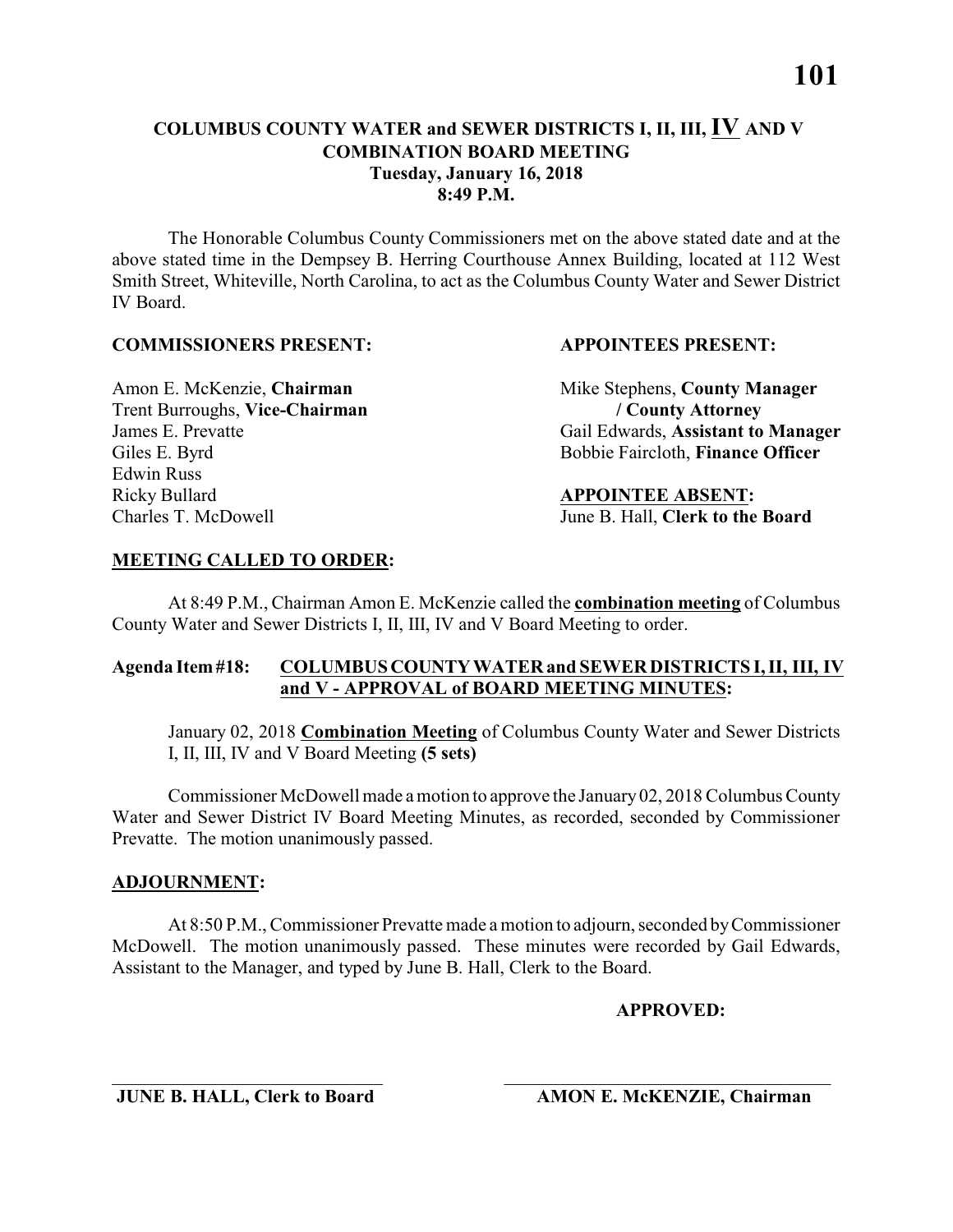**COLUMBUS COUNTY WATER and SEWER DISTRICTS I, II, III, IV AND V**
**COMBINATION BOARD MEETING**
**Tuesday, January 16, 2018**
**8:49 P.M.**

The Honorable Columbus County Commissioners met on the above stated date and at the above stated time in the Dempsey B. Herring Courthouse Annex Building, located at 112 West Smith Street, Whiteville, North Carolina, to act as the Columbus County Water and Sewer District IV Board.

**COMMISSIONERS PRESENT:**

Amon E. McKenzie, **Chairman**
Trent Burroughs, **Vice-Chairman**
James E. Prevatte
Giles E. Byrd
Edwin Russ
Ricky Bullard
Charles T. McDowell

**APPOINTEES PRESENT:**

Mike Stephens, **County Manager / County Attorney**
Gail Edwards, **Assistant to Manager**
Bobbie Faircloth, **Finance Officer**

**APPOINTEE ABSENT:**

June B. Hall, **Clerk to the Board**

**MEETING CALLED TO ORDER:**

At 8:49 P.M., Chairman Amon E. McKenzie called the **combination meeting** of Columbus County Water and Sewer Districts I, II, III, IV and V Board Meeting to order.

**Agenda Item #18: COLUMBUS COUNTY WATER and SEWER DISTRICTS I, II, III, IV and V - APPROVAL of BOARD MEETING MINUTES:**

January 02, 2018 **Combination Meeting** of Columbus County Water and Sewer Districts I, II, III, IV and V Board Meeting **(5 sets)**

Commissioner McDowell made a motion to approve the January 02, 2018 Columbus County Water and Sewer District IV Board Meeting Minutes, as recorded, seconded by Commissioner Prevatte. The motion unanimously passed.

**ADJOURNMENT:**

At 8:50 P.M., Commissioner Prevatte made a motion to adjourn, seconded by Commissioner McDowell. The motion unanimously passed. These minutes were recorded by Gail Edwards, Assistant to the Manager, and typed by June B. Hall, Clerk to the Board.

**APPROVED:**

\_\_\_\_\_\_\_\_\_\_\_\_\_\_\_\_\_\_\_\_\_\_\_\_\_\_\_\_\_\_
**JUNE B. HALL, Clerk to Board**

\_\_\_\_\_\_\_\_\_\_\_\_\_\_\_\_\_\_\_\_\_\_\_\_\_\_\_\_\_\_
**AMON E. McKENZIE, Chairman**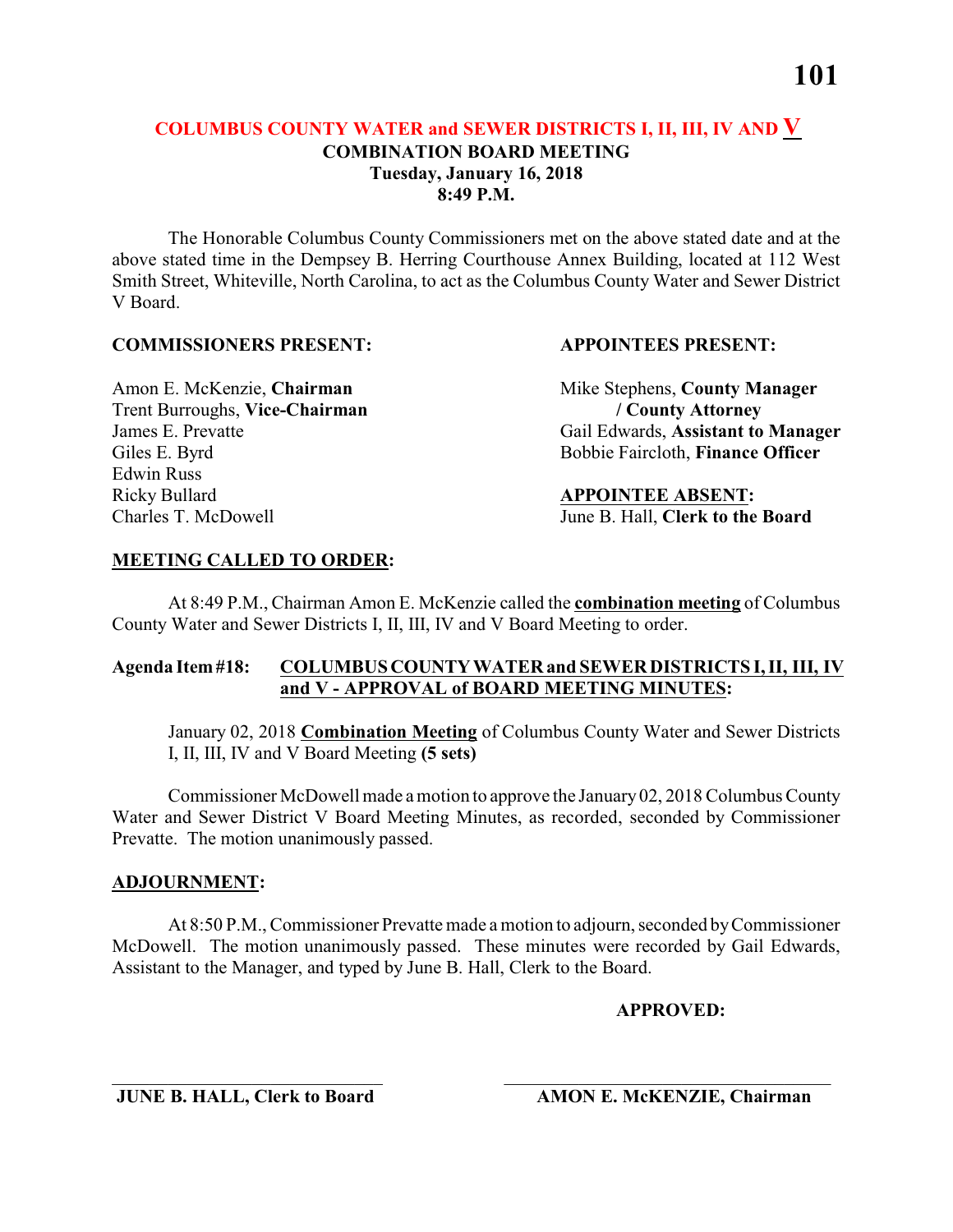## COLUMBUS COUNTY WATER and SEWER DISTRICTS I, II, III, IV AND V
**COMBINATION BOARD MEETING**
**Tuesday, January 16, 2018**
**8:49 P.M.**

The Honorable Columbus County Commissioners met on the above stated date and at the above stated time in the Dempsey B. Herring Courthouse Annex Building, located at 112 West Smith Street, Whiteville, North Carolina, to act as the Columbus County Water and Sewer District V Board.

**COMMISSIONERS PRESENT:**

Amon E. McKenzie, **Chairman**
Trent Burroughs, **Vice-Chairman**
James E. Prevatte
Giles E. Byrd
Edwin Russ
Ricky Bullard
Charles T. McDowell

**APPOINTEES PRESENT:**

Mike Stephens, **County Manager / County Attorney**
Gail Edwards, **Assistant to Manager**
Bobbie Faircloth, **Finance Officer**

**APPOINTEE ABSENT:**

June B. Hall, **Clerk to the Board**

**MEETING CALLED TO ORDER:**

At 8:49 P.M., Chairman Amon E. McKenzie called the **combination meeting** of Columbus County Water and Sewer Districts I, II, III, IV and V Board Meeting to order.

**Agenda Item #18: COLUMBUS COUNTY WATER and SEWER DISTRICTS I, II, III, IV and V - APPROVAL of BOARD MEETING MINUTES:**

January 02, 2018 **Combination Meeting** of Columbus County Water and Sewer Districts I, II, III, IV and V Board Meeting **(5 sets)**

Commissioner McDowell made a motion to approve the January 02, 2018 Columbus County Water and Sewer District V Board Meeting Minutes, as recorded, seconded by Commissioner Prevatte. The motion unanimously passed.

**ADJOURNMENT:**

At 8:50 P.M., Commissioner Prevatte made a motion to adjourn, seconded by Commissioner McDowell. The motion unanimously passed. These minutes were recorded by Gail Edwards, Assistant to the Manager, and typed by June B. Hall, Clerk to the Board.

**APPROVED:**

**JUNE B. HALL, Clerk to Board**

**AMON E. McKENZIE, Chairman**